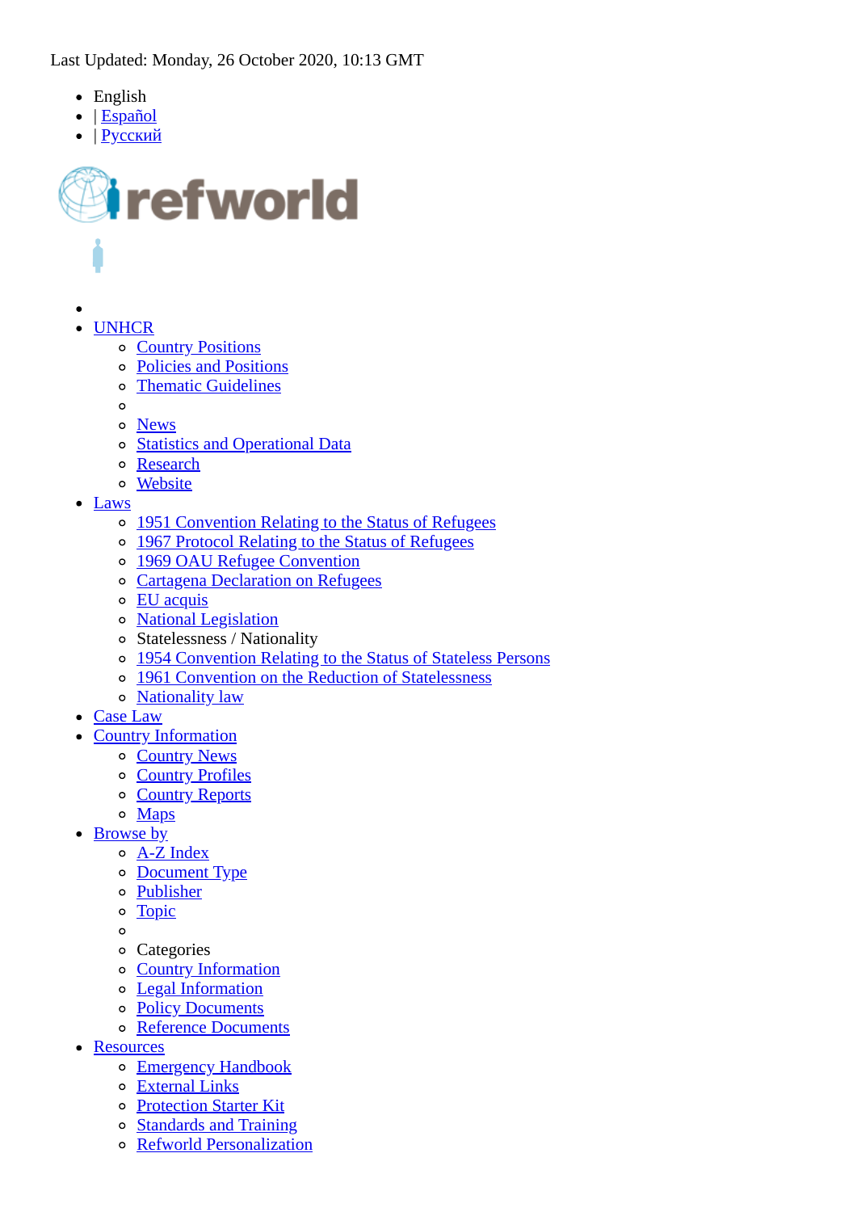Last Updated: Monday, 26 October 2020, 10:13 GMT

- English
- | Español
- | Русский

refworld

- 
- UNHCR
  - Country Positions
  - Policies and Positions
  - Thematic Guidelines
  - 
  - News
  - Statistics and Operational Data
  - Research
  - Website
- Laws
  - 1951 Convention Relating to the Status of Refugees
  - 1967 Protocol Relating to the Status of Refugees
  - 1969 OAU Refugee Convention
  - Cartagena Declaration on Refugees
  - EU acquis
  - National Legislation
  - Statelessness / Nationality
  - 1954 Convention Relating to the Status of Stateless Persons
  - 1961 Convention on the Reduction of Statelessness
  - Nationality law
- Case Law
- Country Information
  - Country News
  - Country Profiles
  - Country Reports
  - Maps
- Browse by
  - A-Z Index
  - Document Type
  - Publisher
  - Topic
  - 
  - Categories
  - Country Information
  - Legal Information
  - Policy Documents
  - Reference Documents
- Resources
  - Emergency Handbook
  - External Links
  - Protection Starter Kit
  - Standards and Training
  - Refworld Personalization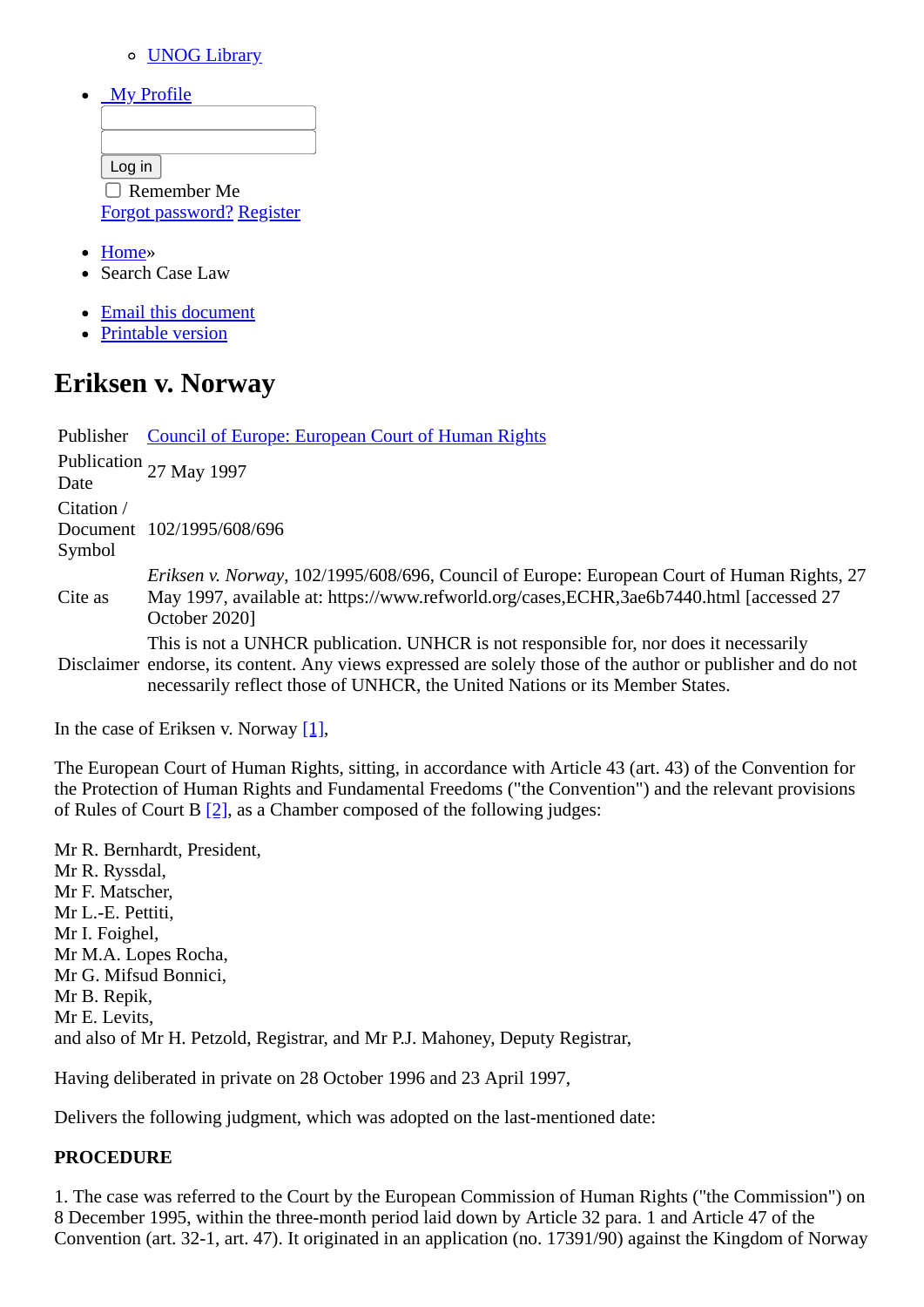- UNOG Library

- My Profile

  Log in

  Remember Me

  Forgot password? Register

- Home»
- Search Case Law

- Email this document
- Printable version

# Eriksen v. Norway

| Publisher | Council of Europe: European Court of Human Rights |
|---|---|
| Publication Date | 27 May 1997 |
| Citation / Document Symbol | 102/1995/608/696 |
| Cite as | *Eriksen v. Norway*, 102/1995/608/696, Council of Europe: European Court of Human Rights, 27 May 1997, available at: https://www.refworld.org/cases,ECHR,3ae6b7440.html [accessed 27 October 2020] |
| Disclaimer | This is not a UNHCR publication. UNHCR is not responsible for, nor does it necessarily endorse, its content. Any views expressed are solely those of the author or publisher and do not necessarily reflect those of UNHCR, the United Nations or its Member States. |

In the case of Eriksen v. Norway [1],

The European Court of Human Rights, sitting, in accordance with Article 43 (art. 43) of the Convention for the Protection of Human Rights and Fundamental Freedoms ("the Convention") and the relevant provisions of Rules of Court B [2], as a Chamber composed of the following judges:

Mr R. Bernhardt, President,
Mr R. Ryssdal,
Mr F. Matscher,
Mr L.-E. Pettiti,
Mr I. Foighel,
Mr M.A. Lopes Rocha,
Mr G. Mifsud Bonnici,
Mr B. Repik,
Mr E. Levits,
and also of Mr H. Petzold, Registrar, and Mr P.J. Mahoney, Deputy Registrar,

Having deliberated in private on 28 October 1996 and 23 April 1997,

Delivers the following judgment, which was adopted on the last-mentioned date:

**PROCEDURE**

1. The case was referred to the Court by the European Commission of Human Rights ("the Commission") on 8 December 1995, within the three-month period laid down by Article 32 para. 1 and Article 47 of the Convention (art. 32-1, art. 47). It originated in an application (no. 17391/90) against the Kingdom of Norway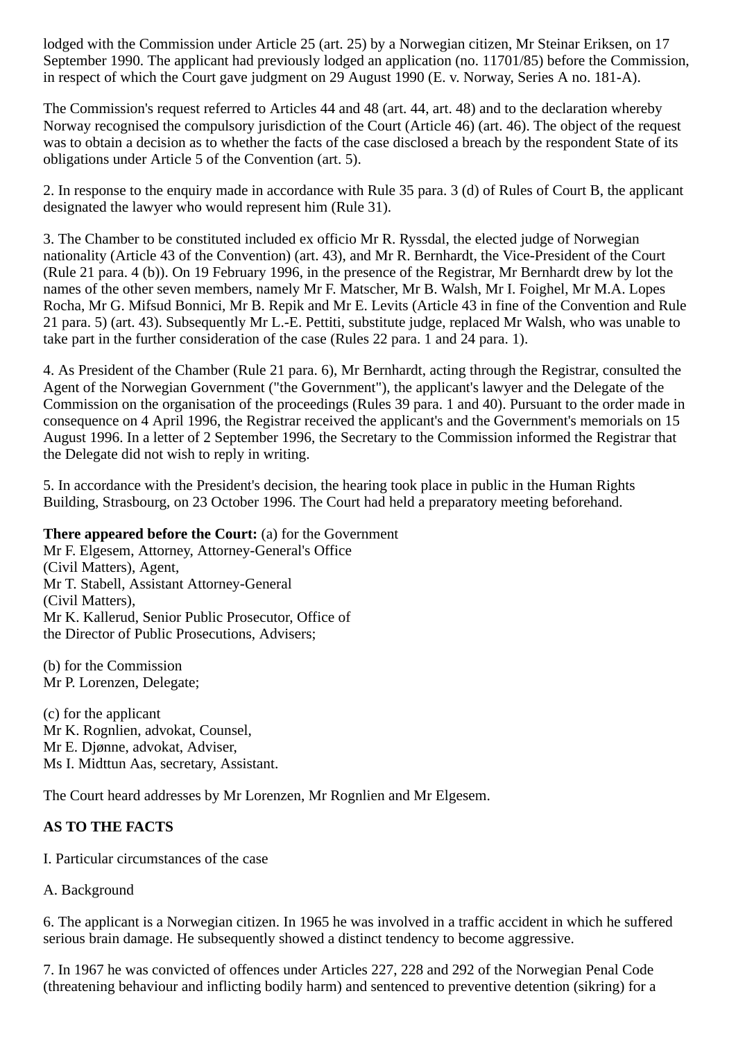lodged with the Commission under Article 25 (art. 25) by a Norwegian citizen, Mr Steinar Eriksen, on 17 September 1990. The applicant had previously lodged an application (no. 11701/85) before the Commission, in respect of which the Court gave judgment on 29 August 1990 (E. v. Norway, Series A no. 181-A).

The Commission's request referred to Articles 44 and 48 (art. 44, art. 48) and to the declaration whereby Norway recognised the compulsory jurisdiction of the Court (Article 46) (art. 46). The object of the request was to obtain a decision as to whether the facts of the case disclosed a breach by the respondent State of its obligations under Article 5 of the Convention (art. 5).

2. In response to the enquiry made in accordance with Rule 35 para. 3 (d) of Rules of Court B, the applicant designated the lawyer who would represent him (Rule 31).

3. The Chamber to be constituted included ex officio Mr R. Ryssdal, the elected judge of Norwegian nationality (Article 43 of the Convention) (art. 43), and Mr R. Bernhardt, the Vice-President of the Court (Rule 21 para. 4 (b)). On 19 February 1996, in the presence of the Registrar, Mr Bernhardt drew by lot the names of the other seven members, namely Mr F. Matscher, Mr B. Walsh, Mr I. Foighel, Mr M.A. Lopes Rocha, Mr G. Mifsud Bonnici, Mr B. Repik and Mr E. Levits (Article 43 in fine of the Convention and Rule 21 para. 5) (art. 43). Subsequently Mr L.-E. Pettiti, substitute judge, replaced Mr Walsh, who was unable to take part in the further consideration of the case (Rules 22 para. 1 and 24 para. 1).

4. As President of the Chamber (Rule 21 para. 6), Mr Bernhardt, acting through the Registrar, consulted the Agent of the Norwegian Government ("the Government"), the applicant's lawyer and the Delegate of the Commission on the organisation of the proceedings (Rules 39 para. 1 and 40). Pursuant to the order made in consequence on 4 April 1996, the Registrar received the applicant's and the Government's memorials on 15 August 1996. In a letter of 2 September 1996, the Secretary to the Commission informed the Registrar that the Delegate did not wish to reply in writing.

5. In accordance with the President's decision, the hearing took place in public in the Human Rights Building, Strasbourg, on 23 October 1996. The Court had held a preparatory meeting beforehand.

**There appeared before the Court:** (a) for the Government
Mr F. Elgesem, Attorney, Attorney-General's Office
(Civil Matters), Agent,
Mr T. Stabell, Assistant Attorney-General
(Civil Matters),
Mr K. Kallerud, Senior Public Prosecutor, Office of
the Director of Public Prosecutions, Advisers;

(b) for the Commission
Mr P. Lorenzen, Delegate;

(c) for the applicant
Mr K. Rognlien, advokat, Counsel,
Mr E. Djønne, advokat, Adviser,
Ms I. Midttun Aas, secretary, Assistant.

The Court heard addresses by Mr Lorenzen, Mr Rognlien and Mr Elgesem.

**AS TO THE FACTS**

I. Particular circumstances of the case

A. Background

6. The applicant is a Norwegian citizen. In 1965 he was involved in a traffic accident in which he suffered serious brain damage. He subsequently showed a distinct tendency to become aggressive.

7. In 1967 he was convicted of offences under Articles 227, 228 and 292 of the Norwegian Penal Code (threatening behaviour and inflicting bodily harm) and sentenced to preventive detention (sikring) for a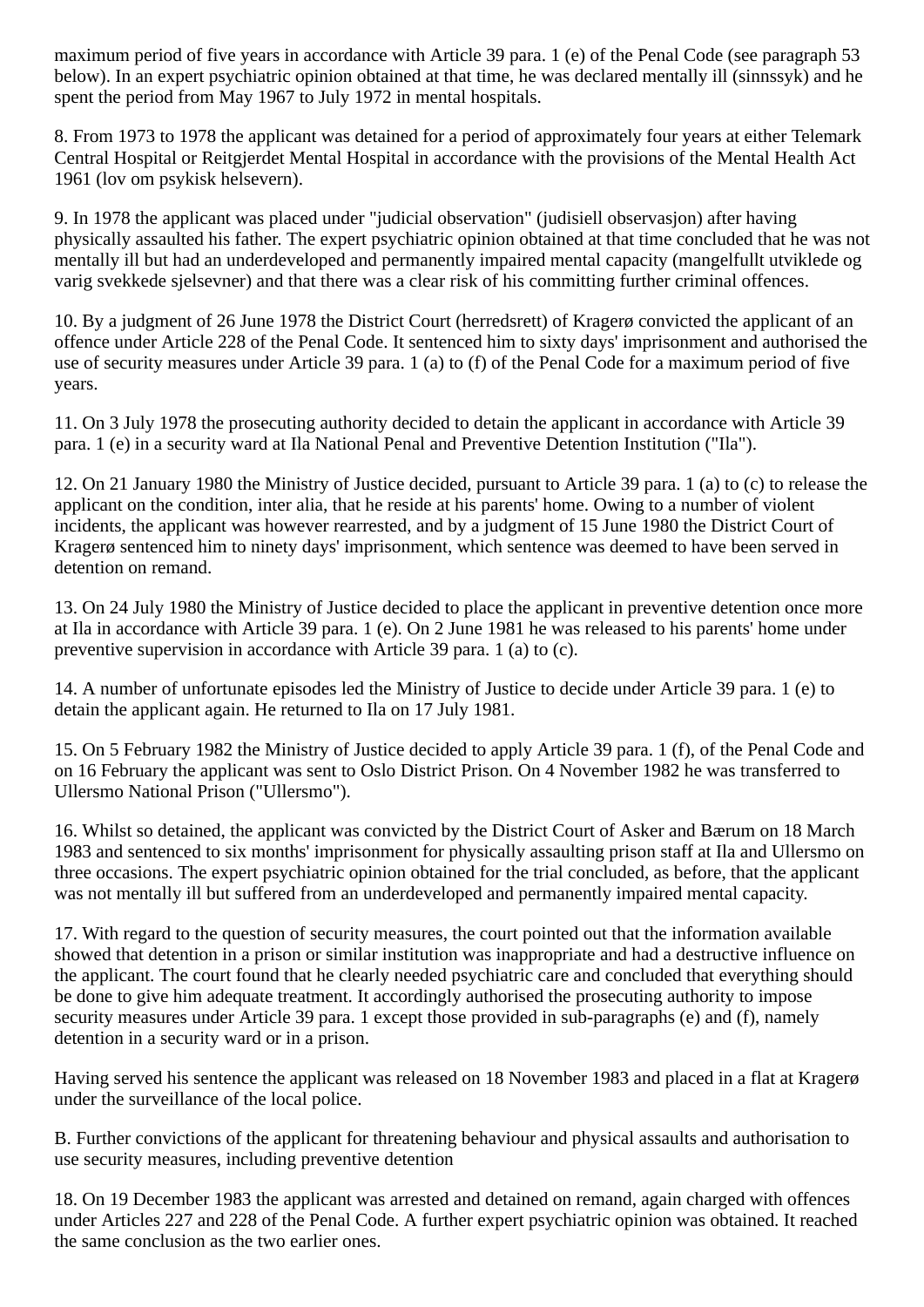maximum period of five years in accordance with Article 39 para. 1 (e) of the Penal Code (see paragraph 53 below). In an expert psychiatric opinion obtained at that time, he was declared mentally ill (sinnssyk) and he spent the period from May 1967 to July 1972 in mental hospitals.

8. From 1973 to 1978 the applicant was detained for a period of approximately four years at either Telemark Central Hospital or Reitgjerdet Mental Hospital in accordance with the provisions of the Mental Health Act 1961 (lov om psykisk helsevern).

9. In 1978 the applicant was placed under "judicial observation" (judisiell observasjon) after having physically assaulted his father. The expert psychiatric opinion obtained at that time concluded that he was not mentally ill but had an underdeveloped and permanently impaired mental capacity (mangelfullt utviklede og varig svekkede sjelsevner) and that there was a clear risk of his committing further criminal offences.

10. By a judgment of 26 June 1978 the District Court (herredsrett) of Kragerø convicted the applicant of an offence under Article 228 of the Penal Code. It sentenced him to sixty days' imprisonment and authorised the use of security measures under Article 39 para. 1 (a) to (f) of the Penal Code for a maximum period of five years.

11. On 3 July 1978 the prosecuting authority decided to detain the applicant in accordance with Article 39 para. 1 (e) in a security ward at Ila National Penal and Preventive Detention Institution ("Ila").

12. On 21 January 1980 the Ministry of Justice decided, pursuant to Article 39 para. 1 (a) to (c) to release the applicant on the condition, inter alia, that he reside at his parents' home. Owing to a number of violent incidents, the applicant was however rearrested, and by a judgment of 15 June 1980 the District Court of Kragerø sentenced him to ninety days' imprisonment, which sentence was deemed to have been served in detention on remand.

13. On 24 July 1980 the Ministry of Justice decided to place the applicant in preventive detention once more at Ila in accordance with Article 39 para. 1 (e). On 2 June 1981 he was released to his parents' home under preventive supervision in accordance with Article 39 para. 1 (a) to (c).

14. A number of unfortunate episodes led the Ministry of Justice to decide under Article 39 para. 1 (e) to detain the applicant again. He returned to Ila on 17 July 1981.

15. On 5 February 1982 the Ministry of Justice decided to apply Article 39 para. 1 (f), of the Penal Code and on 16 February the applicant was sent to Oslo District Prison. On 4 November 1982 he was transferred to Ullersmo National Prison ("Ullersmo").

16. Whilst so detained, the applicant was convicted by the District Court of Asker and Bærum on 18 March 1983 and sentenced to six months' imprisonment for physically assaulting prison staff at Ila and Ullersmo on three occasions. The expert psychiatric opinion obtained for the trial concluded, as before, that the applicant was not mentally ill but suffered from an underdeveloped and permanently impaired mental capacity.

17. With regard to the question of security measures, the court pointed out that the information available showed that detention in a prison or similar institution was inappropriate and had a destructive influence on the applicant. The court found that he clearly needed psychiatric care and concluded that everything should be done to give him adequate treatment. It accordingly authorised the prosecuting authority to impose security measures under Article 39 para. 1 except those provided in sub-paragraphs (e) and (f), namely detention in a security ward or in a prison.

Having served his sentence the applicant was released on 18 November 1983 and placed in a flat at Kragerø under the surveillance of the local police.

B. Further convictions of the applicant for threatening behaviour and physical assaults and authorisation to use security measures, including preventive detention

18. On 19 December 1983 the applicant was arrested and detained on remand, again charged with offences under Articles 227 and 228 of the Penal Code. A further expert psychiatric opinion was obtained. It reached the same conclusion as the two earlier ones.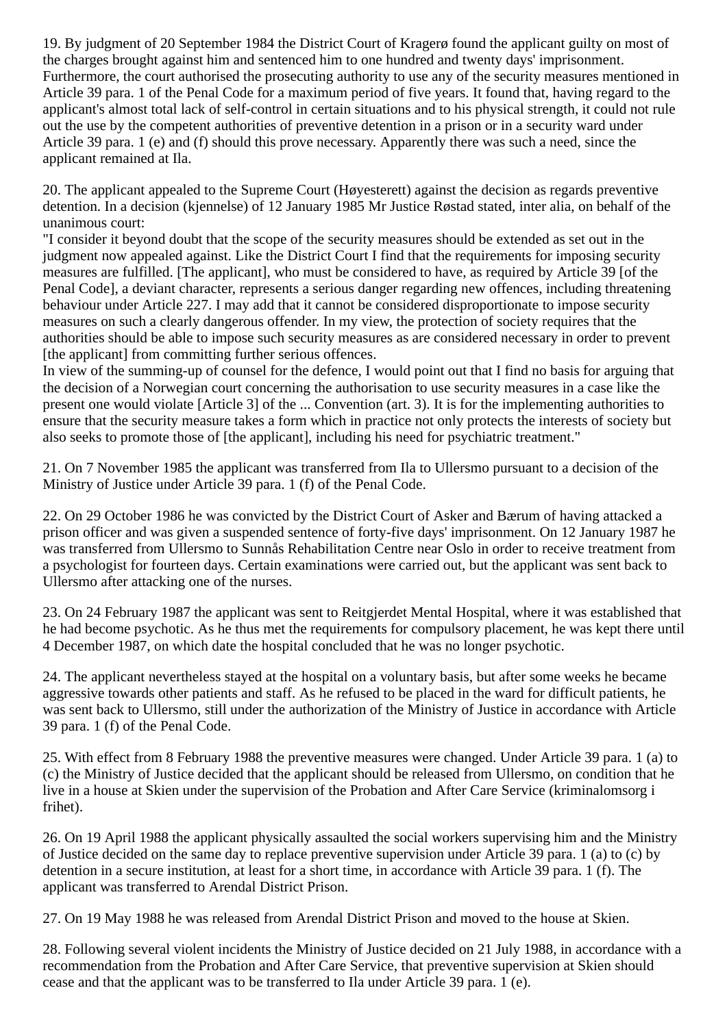19. By judgment of 20 September 1984 the District Court of Kragerø found the applicant guilty on most of the charges brought against him and sentenced him to one hundred and twenty days' imprisonment. Furthermore, the court authorised the prosecuting authority to use any of the security measures mentioned in Article 39 para. 1 of the Penal Code for a maximum period of five years. It found that, having regard to the applicant's almost total lack of self-control in certain situations and to his physical strength, it could not rule out the use by the competent authorities of preventive detention in a prison or in a security ward under Article 39 para. 1 (e) and (f) should this prove necessary. Apparently there was such a need, since the applicant remained at Ila.

20. The applicant appealed to the Supreme Court (Høyesterett) against the decision as regards preventive detention. In a decision (kjennelse) of 12 January 1985 Mr Justice Røstad stated, inter alia, on behalf of the unanimous court:
"I consider it beyond doubt that the scope of the security measures should be extended as set out in the judgment now appealed against. Like the District Court I find that the requirements for imposing security measures are fulfilled. [The applicant], who must be considered to have, as required by Article 39 [of the Penal Code], a deviant character, represents a serious danger regarding new offences, including threatening behaviour under Article 227. I may add that it cannot be considered disproportionate to impose security measures on such a clearly dangerous offender. In my view, the protection of society requires that the authorities should be able to impose such security measures as are considered necessary in order to prevent [the applicant] from committing further serious offences.
In view of the summing-up of counsel for the defence, I would point out that I find no basis for arguing that the decision of a Norwegian court concerning the authorisation to use security measures in a case like the present one would violate [Article 3] of the ... Convention (art. 3). It is for the implementing authorities to ensure that the security measure takes a form which in practice not only protects the interests of society but also seeks to promote those of [the applicant], including his need for psychiatric treatment."

21. On 7 November 1985 the applicant was transferred from Ila to Ullersmo pursuant to a decision of the Ministry of Justice under Article 39 para. 1 (f) of the Penal Code.

22. On 29 October 1986 he was convicted by the District Court of Asker and Bærum of having attacked a prison officer and was given a suspended sentence of forty-five days' imprisonment. On 12 January 1987 he was transferred from Ullersmo to Sunnås Rehabilitation Centre near Oslo in order to receive treatment from a psychologist for fourteen days. Certain examinations were carried out, but the applicant was sent back to Ullersmo after attacking one of the nurses.

23. On 24 February 1987 the applicant was sent to Reitgjerdet Mental Hospital, where it was established that he had become psychotic. As he thus met the requirements for compulsory placement, he was kept there until 4 December 1987, on which date the hospital concluded that he was no longer psychotic.

24. The applicant nevertheless stayed at the hospital on a voluntary basis, but after some weeks he became aggressive towards other patients and staff. As he refused to be placed in the ward for difficult patients, he was sent back to Ullersmo, still under the authorization of the Ministry of Justice in accordance with Article 39 para. 1 (f) of the Penal Code.

25. With effect from 8 February 1988 the preventive measures were changed. Under Article 39 para. 1 (a) to (c) the Ministry of Justice decided that the applicant should be released from Ullersmo, on condition that he live in a house at Skien under the supervision of the Probation and After Care Service (kriminalomsorg i frihet).

26. On 19 April 1988 the applicant physically assaulted the social workers supervising him and the Ministry of Justice decided on the same day to replace preventive supervision under Article 39 para. 1 (a) to (c) by detention in a secure institution, at least for a short time, in accordance with Article 39 para. 1 (f). The applicant was transferred to Arendal District Prison.

27. On 19 May 1988 he was released from Arendal District Prison and moved to the house at Skien.

28. Following several violent incidents the Ministry of Justice decided on 21 July 1988, in accordance with a recommendation from the Probation and After Care Service, that preventive supervision at Skien should cease and that the applicant was to be transferred to Ila under Article 39 para. 1 (e).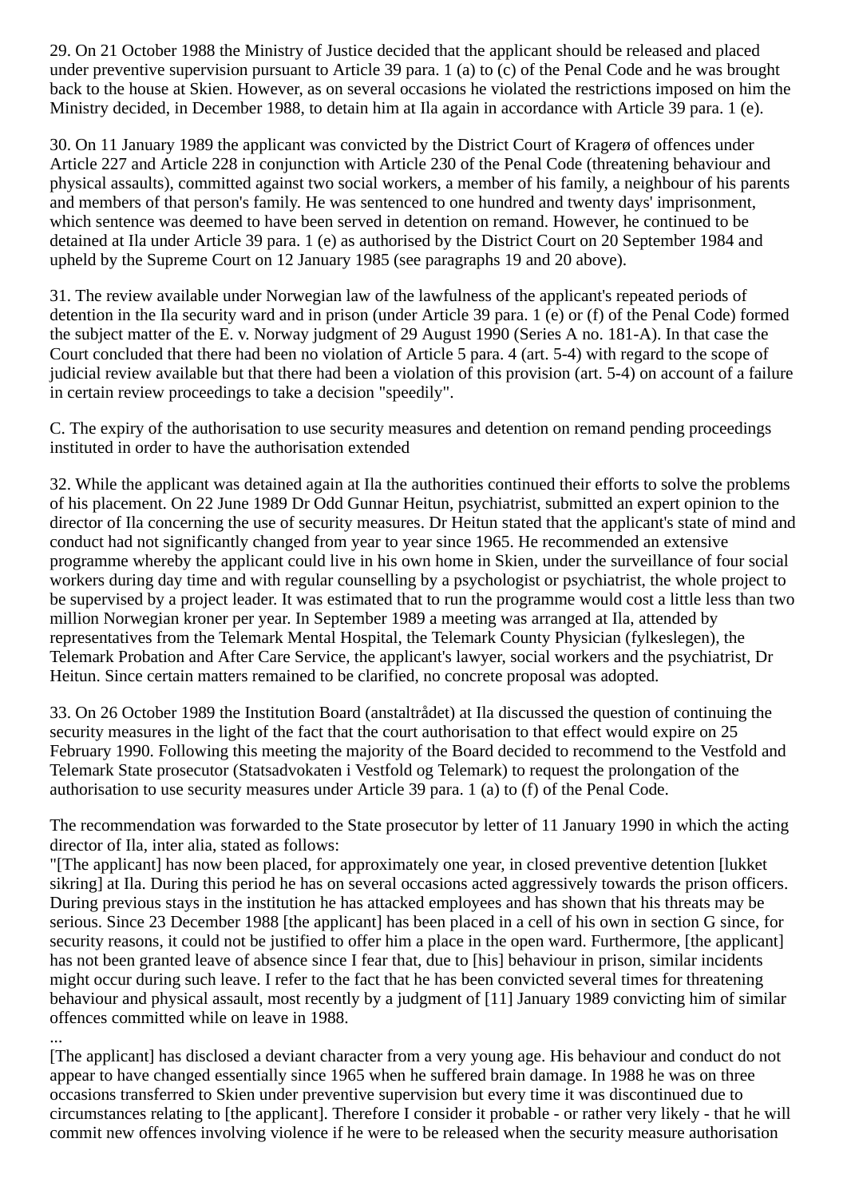29. On 21 October 1988 the Ministry of Justice decided that the applicant should be released and placed under preventive supervision pursuant to Article 39 para. 1 (a) to (c) of the Penal Code and he was brought back to the house at Skien. However, as on several occasions he violated the restrictions imposed on him the Ministry decided, in December 1988, to detain him at Ila again in accordance with Article 39 para. 1 (e).

30. On 11 January 1989 the applicant was convicted by the District Court of Kragerø of offences under Article 227 and Article 228 in conjunction with Article 230 of the Penal Code (threatening behaviour and physical assaults), committed against two social workers, a member of his family, a neighbour of his parents and members of that person's family. He was sentenced to one hundred and twenty days' imprisonment, which sentence was deemed to have been served in detention on remand. However, he continued to be detained at Ila under Article 39 para. 1 (e) as authorised by the District Court on 20 September 1984 and upheld by the Supreme Court on 12 January 1985 (see paragraphs 19 and 20 above).

31. The review available under Norwegian law of the lawfulness of the applicant's repeated periods of detention in the Ila security ward and in prison (under Article 39 para. 1 (e) or (f) of the Penal Code) formed the subject matter of the E. v. Norway judgment of 29 August 1990 (Series A no. 181-A). In that case the Court concluded that there had been no violation of Article 5 para. 4 (art. 5-4) with regard to the scope of judicial review available but that there had been a violation of this provision (art. 5-4) on account of a failure in certain review proceedings to take a decision "speedily".

C. The expiry of the authorisation to use security measures and detention on remand pending proceedings instituted in order to have the authorisation extended

32. While the applicant was detained again at Ila the authorities continued their efforts to solve the problems of his placement. On 22 June 1989 Dr Odd Gunnar Heitun, psychiatrist, submitted an expert opinion to the director of Ila concerning the use of security measures. Dr Heitun stated that the applicant's state of mind and conduct had not significantly changed from year to year since 1965. He recommended an extensive programme whereby the applicant could live in his own home in Skien, under the surveillance of four social workers during day time and with regular counselling by a psychologist or psychiatrist, the whole project to be supervised by a project leader. It was estimated that to run the programme would cost a little less than two million Norwegian kroner per year. In September 1989 a meeting was arranged at Ila, attended by representatives from the Telemark Mental Hospital, the Telemark County Physician (fylkeslegen), the Telemark Probation and After Care Service, the applicant's lawyer, social workers and the psychiatrist, Dr Heitun. Since certain matters remained to be clarified, no concrete proposal was adopted.

33. On 26 October 1989 the Institution Board (anstaltrådet) at Ila discussed the question of continuing the security measures in the light of the fact that the court authorisation to that effect would expire on 25 February 1990. Following this meeting the majority of the Board decided to recommend to the Vestfold and Telemark State prosecutor (Statsadvokaten i Vestfold og Telemark) to request the prolongation of the authorisation to use security measures under Article 39 para. 1 (a) to (f) of the Penal Code.

The recommendation was forwarded to the State prosecutor by letter of 11 January 1990 in which the acting director of Ila, inter alia, stated as follows:

"[The applicant] has now been placed, for approximately one year, in closed preventive detention [lukket sikring] at Ila. During this period he has on several occasions acted aggressively towards the prison officers. During previous stays in the institution he has attacked employees and has shown that his threats may be serious. Since 23 December 1988 [the applicant] has been placed in a cell of his own in section G since, for security reasons, it could not be justified to offer him a place in the open ward. Furthermore, [the applicant] has not been granted leave of absence since I fear that, due to [his] behaviour in prison, similar incidents might occur during such leave. I refer to the fact that he has been convicted several times for threatening behaviour and physical assault, most recently by a judgment of [11] January 1989 convicting him of similar offences committed while on leave in 1988.

...

[The applicant] has disclosed a deviant character from a very young age. His behaviour and conduct do not appear to have changed essentially since 1965 when he suffered brain damage. In 1988 he was on three occasions transferred to Skien under preventive supervision but every time it was discontinued due to circumstances relating to [the applicant]. Therefore I consider it probable - or rather very likely - that he will commit new offences involving violence if he were to be released when the security measure authorisation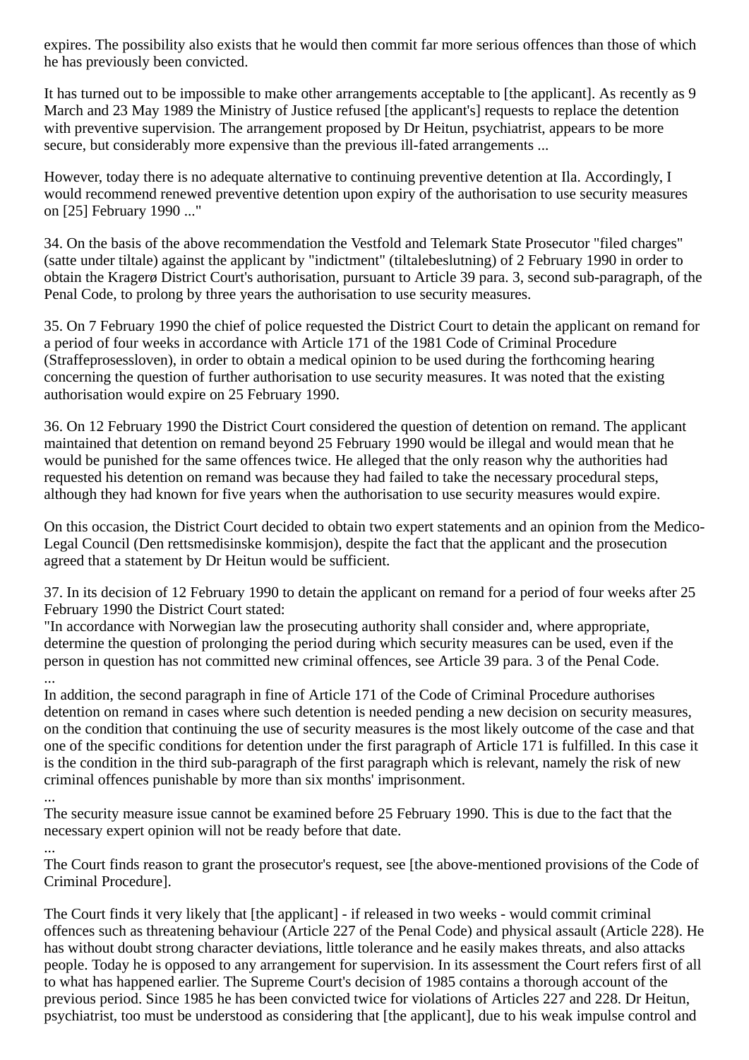expires. The possibility also exists that he would then commit far more serious offences than those of which he has previously been convicted.

It has turned out to be impossible to make other arrangements acceptable to [the applicant]. As recently as 9 March and 23 May 1989 the Ministry of Justice refused [the applicant's] requests to replace the detention with preventive supervision. The arrangement proposed by Dr Heitun, psychiatrist, appears to be more secure, but considerably more expensive than the previous ill-fated arrangements ...

However, today there is no adequate alternative to continuing preventive detention at Ila. Accordingly, I would recommend renewed preventive detention upon expiry of the authorisation to use security measures on [25] February 1990 ..."

34. On the basis of the above recommendation the Vestfold and Telemark State Prosecutor "filed charges" (satte under tiltale) against the applicant by "indictment" (tiltalebeslutning) of 2 February 1990 in order to obtain the Kragerø District Court's authorisation, pursuant to Article 39 para. 3, second sub-paragraph, of the Penal Code, to prolong by three years the authorisation to use security measures.

35. On 7 February 1990 the chief of police requested the District Court to detain the applicant on remand for a period of four weeks in accordance with Article 171 of the 1981 Code of Criminal Procedure (Straffeprosessloven), in order to obtain a medical opinion to be used during the forthcoming hearing concerning the question of further authorisation to use security measures. It was noted that the existing authorisation would expire on 25 February 1990.

36. On 12 February 1990 the District Court considered the question of detention on remand. The applicant maintained that detention on remand beyond 25 February 1990 would be illegal and would mean that he would be punished for the same offences twice. He alleged that the only reason why the authorities had requested his detention on remand was because they had failed to take the necessary procedural steps, although they had known for five years when the authorisation to use security measures would expire.

On this occasion, the District Court decided to obtain two expert statements and an opinion from the Medico-Legal Council (Den rettsmedisinske kommisjon), despite the fact that the applicant and the prosecution agreed that a statement by Dr Heitun would be sufficient.

37. In its decision of 12 February 1990 to detain the applicant on remand for a period of four weeks after 25 February 1990 the District Court stated:
"In accordance with Norwegian law the prosecuting authority shall consider and, where appropriate, determine the question of prolonging the period during which security measures can be used, even if the person in question has not committed new criminal offences, see Article 39 para. 3 of the Penal Code.
...
In addition, the second paragraph in fine of Article 171 of the Code of Criminal Procedure authorises detention on remand in cases where such detention is needed pending a new decision on security measures, on the condition that continuing the use of security measures is the most likely outcome of the case and that one of the specific conditions for detention under the first paragraph of Article 171 is fulfilled. In this case it is the condition in the third sub-paragraph of the first paragraph which is relevant, namely the risk of new criminal offences punishable by more than six months' imprisonment.
...
The security measure issue cannot be examined before 25 February 1990. This is due to the fact that the necessary expert opinion will not be ready before that date.
...
The Court finds reason to grant the prosecutor's request, see [the above-mentioned provisions of the Code of Criminal Procedure].

The Court finds it very likely that [the applicant] - if released in two weeks - would commit criminal offences such as threatening behaviour (Article 227 of the Penal Code) and physical assault (Article 228). He has without doubt strong character deviations, little tolerance and he easily makes threats, and also attacks people. Today he is opposed to any arrangement for supervision. In its assessment the Court refers first of all to what has happened earlier. The Supreme Court's decision of 1985 contains a thorough account of the previous period. Since 1985 he has been convicted twice for violations of Articles 227 and 228. Dr Heitun, psychiatrist, too must be understood as considering that [the applicant], due to his weak impulse control and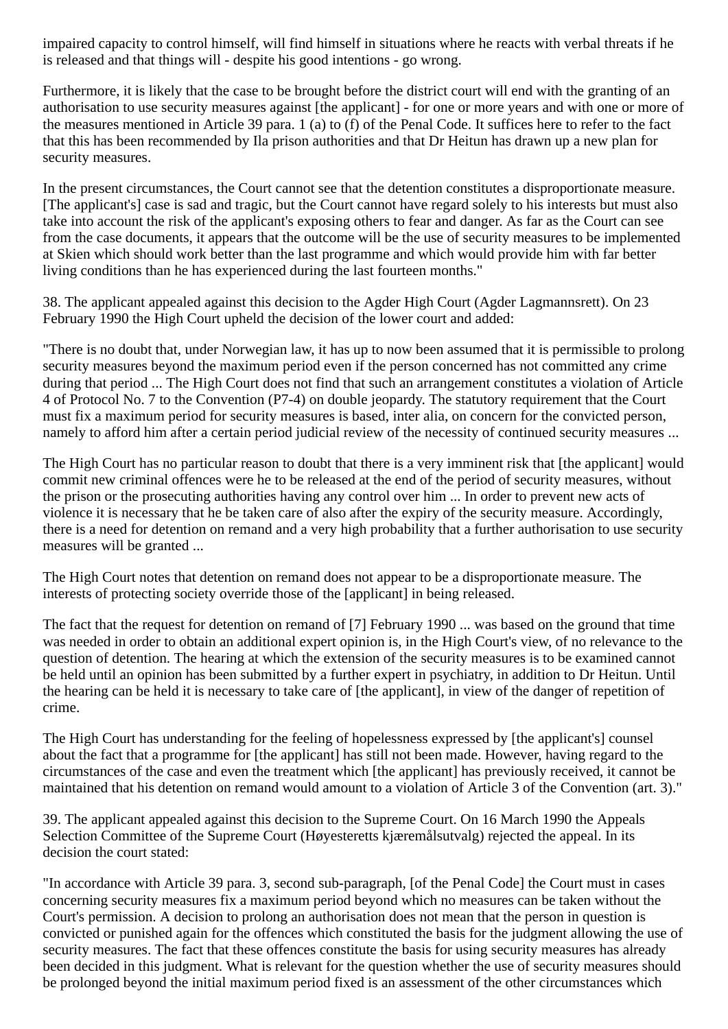impaired capacity to control himself, will find himself in situations where he reacts with verbal threats if he is released and that things will - despite his good intentions - go wrong.

Furthermore, it is likely that the case to be brought before the district court will end with the granting of an authorisation to use security measures against [the applicant] - for one or more years and with one or more of the measures mentioned in Article 39 para. 1 (a) to (f) of the Penal Code. It suffices here to refer to the fact that this has been recommended by Ila prison authorities and that Dr Heitun has drawn up a new plan for security measures.

In the present circumstances, the Court cannot see that the detention constitutes a disproportionate measure. [The applicant's] case is sad and tragic, but the Court cannot have regard solely to his interests but must also take into account the risk of the applicant's exposing others to fear and danger. As far as the Court can see from the case documents, it appears that the outcome will be the use of security measures to be implemented at Skien which should work better than the last programme and which would provide him with far better living conditions than he has experienced during the last fourteen months."

38. The applicant appealed against this decision to the Agder High Court (Agder Lagmannsrett). On 23 February 1990 the High Court upheld the decision of the lower court and added:

"There is no doubt that, under Norwegian law, it has up to now been assumed that it is permissible to prolong security measures beyond the maximum period even if the person concerned has not committed any crime during that period ... The High Court does not find that such an arrangement constitutes a violation of Article 4 of Protocol No. 7 to the Convention (P7-4) on double jeopardy. The statutory requirement that the Court must fix a maximum period for security measures is based, inter alia, on concern for the convicted person, namely to afford him after a certain period judicial review of the necessity of continued security measures ...

The High Court has no particular reason to doubt that there is a very imminent risk that [the applicant] would commit new criminal offences were he to be released at the end of the period of security measures, without the prison or the prosecuting authorities having any control over him ... In order to prevent new acts of violence it is necessary that he be taken care of also after the expiry of the security measure. Accordingly, there is a need for detention on remand and a very high probability that a further authorisation to use security measures will be granted ...

The High Court notes that detention on remand does not appear to be a disproportionate measure. The interests of protecting society override those of the [applicant] in being released.

The fact that the request for detention on remand of [7] February 1990 ... was based on the ground that time was needed in order to obtain an additional expert opinion is, in the High Court's view, of no relevance to the question of detention. The hearing at which the extension of the security measures is to be examined cannot be held until an opinion has been submitted by a further expert in psychiatry, in addition to Dr Heitun. Until the hearing can be held it is necessary to take care of [the applicant], in view of the danger of repetition of crime.

The High Court has understanding for the feeling of hopelessness expressed by [the applicant's] counsel about the fact that a programme for [the applicant] has still not been made. However, having regard to the circumstances of the case and even the treatment which [the applicant] has previously received, it cannot be maintained that his detention on remand would amount to a violation of Article 3 of the Convention (art. 3)."

39. The applicant appealed against this decision to the Supreme Court. On 16 March 1990 the Appeals Selection Committee of the Supreme Court (Høyesteretts kjæremålsutvalg) rejected the appeal. In its decision the court stated:

"In accordance with Article 39 para. 3, second sub-paragraph, [of the Penal Code] the Court must in cases concerning security measures fix a maximum period beyond which no measures can be taken without the Court's permission. A decision to prolong an authorisation does not mean that the person in question is convicted or punished again for the offences which constituted the basis for the judgment allowing the use of security measures. The fact that these offences constitute the basis for using security measures has already been decided in this judgment. What is relevant for the question whether the use of security measures should be prolonged beyond the initial maximum period fixed is an assessment of the other circumstances which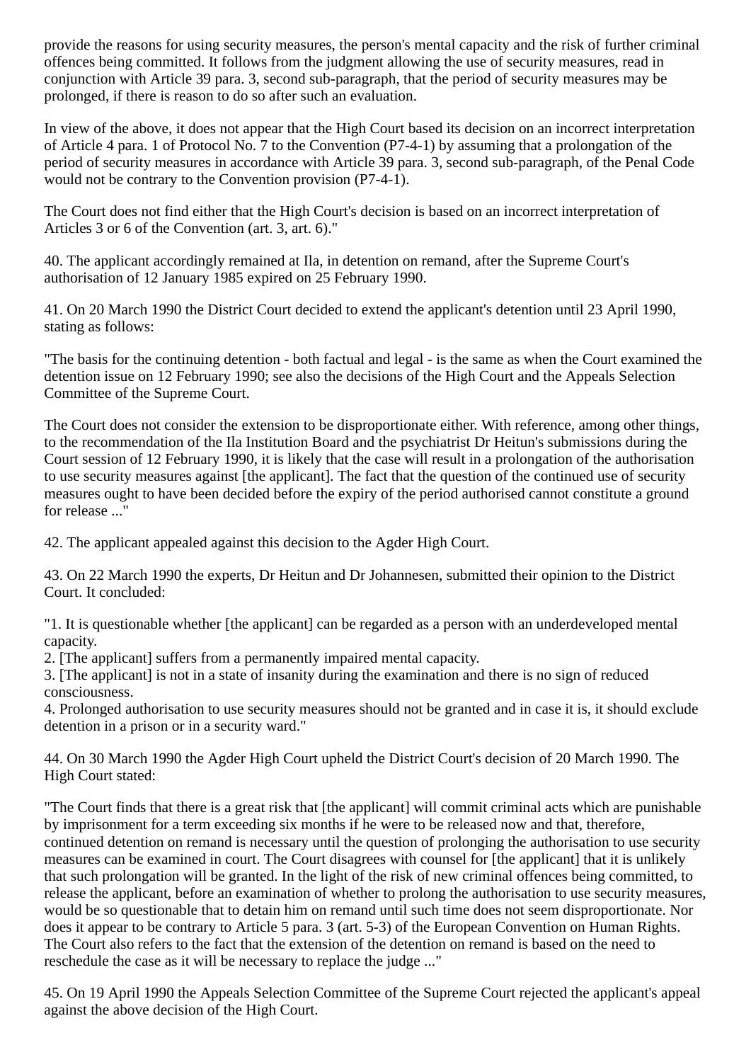provide the reasons for using security measures, the person's mental capacity and the risk of further criminal offences being committed. It follows from the judgment allowing the use of security measures, read in conjunction with Article 39 para. 3, second sub-paragraph, that the period of security measures may be prolonged, if there is reason to do so after such an evaluation.

In view of the above, it does not appear that the High Court based its decision on an incorrect interpretation of Article 4 para. 1 of Protocol No. 7 to the Convention (P7-4-1) by assuming that a prolongation of the period of security measures in accordance with Article 39 para. 3, second sub-paragraph, of the Penal Code would not be contrary to the Convention provision (P7-4-1).

The Court does not find either that the High Court's decision is based on an incorrect interpretation of Articles 3 or 6 of the Convention (art. 3, art. 6)."

40. The applicant accordingly remained at Ila, in detention on remand, after the Supreme Court's authorisation of 12 January 1985 expired on 25 February 1990.

41. On 20 March 1990 the District Court decided to extend the applicant's detention until 23 April 1990, stating as follows:

"The basis for the continuing detention - both factual and legal - is the same as when the Court examined the detention issue on 12 February 1990; see also the decisions of the High Court and the Appeals Selection Committee of the Supreme Court.

The Court does not consider the extension to be disproportionate either. With reference, among other things, to the recommendation of the Ila Institution Board and the psychiatrist Dr Heitun's submissions during the Court session of 12 February 1990, it is likely that the case will result in a prolongation of the authorisation to use security measures against [the applicant]. The fact that the question of the continued use of security measures ought to have been decided before the expiry of the period authorised cannot constitute a ground for release ..."

42. The applicant appealed against this decision to the Agder High Court.

43. On 22 March 1990 the experts, Dr Heitun and Dr Johannesen, submitted their opinion to the District Court. It concluded:

"1. It is questionable whether [the applicant] can be regarded as a person with an underdeveloped mental capacity.
2. [The applicant] suffers from a permanently impaired mental capacity.
3. [The applicant] is not in a state of insanity during the examination and there is no sign of reduced consciousness.
4. Prolonged authorisation to use security measures should not be granted and in case it is, it should exclude detention in a prison or in a security ward."

44. On 30 March 1990 the Agder High Court upheld the District Court's decision of 20 March 1990. The High Court stated:

"The Court finds that there is a great risk that [the applicant] will commit criminal acts which are punishable by imprisonment for a term exceeding six months if he were to be released now and that, therefore, continued detention on remand is necessary until the question of prolonging the authorisation to use security measures can be examined in court. The Court disagrees with counsel for [the applicant] that it is unlikely that such prolongation will be granted. In the light of the risk of new criminal offences being committed, to release the applicant, before an examination of whether to prolong the authorisation to use security measures, would be so questionable that to detain him on remand until such time does not seem disproportionate. Nor does it appear to be contrary to Article 5 para. 3 (art. 5-3) of the European Convention on Human Rights. The Court also refers to the fact that the extension of the detention on remand is based on the need to reschedule the case as it will be necessary to replace the judge ..."

45. On 19 April 1990 the Appeals Selection Committee of the Supreme Court rejected the applicant's appeal against the above decision of the High Court.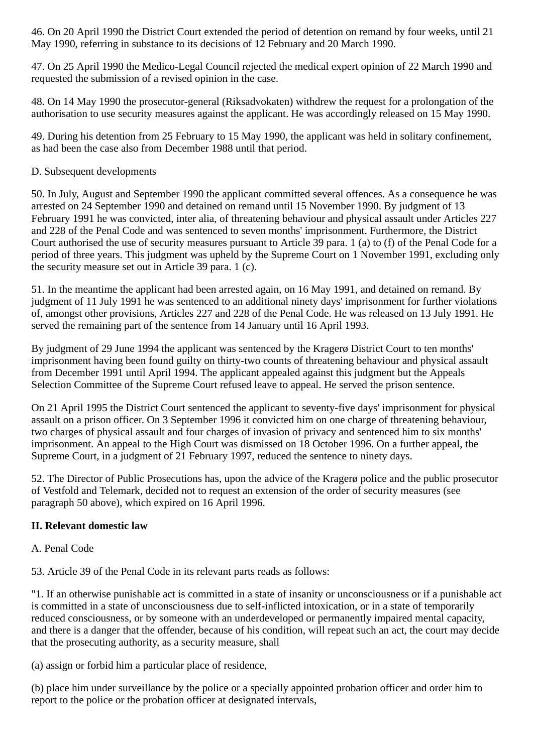46. On 20 April 1990 the District Court extended the period of detention on remand by four weeks, until 21 May 1990, referring in substance to its decisions of 12 February and 20 March 1990.

47. On 25 April 1990 the Medico-Legal Council rejected the medical expert opinion of 22 March 1990 and requested the submission of a revised opinion in the case.

48. On 14 May 1990 the prosecutor-general (Riksadvokaten) withdrew the request for a prolongation of the authorisation to use security measures against the applicant. He was accordingly released on 15 May 1990.

49. During his detention from 25 February to 15 May 1990, the applicant was held in solitary confinement, as had been the case also from December 1988 until that period.

D. Subsequent developments

50. In July, August and September 1990 the applicant committed several offences. As a consequence he was arrested on 24 September 1990 and detained on remand until 15 November 1990. By judgment of 13 February 1991 he was convicted, inter alia, of threatening behaviour and physical assault under Articles 227 and 228 of the Penal Code and was sentenced to seven months' imprisonment. Furthermore, the District Court authorised the use of security measures pursuant to Article 39 para. 1 (a) to (f) of the Penal Code for a period of three years. This judgment was upheld by the Supreme Court on 1 November 1991, excluding only the security measure set out in Article 39 para. 1 (c).

51. In the meantime the applicant had been arrested again, on 16 May 1991, and detained on remand. By judgment of 11 July 1991 he was sentenced to an additional ninety days' imprisonment for further violations of, amongst other provisions, Articles 227 and 228 of the Penal Code. He was released on 13 July 1991. He served the remaining part of the sentence from 14 January until 16 April 1993.

By judgment of 29 June 1994 the applicant was sentenced by the Kragerø District Court to ten months' imprisonment having been found guilty on thirty-two counts of threatening behaviour and physical assault from December 1991 until April 1994. The applicant appealed against this judgment but the Appeals Selection Committee of the Supreme Court refused leave to appeal. He served the prison sentence.

On 21 April 1995 the District Court sentenced the applicant to seventy-five days' imprisonment for physical assault on a prison officer. On 3 September 1996 it convicted him on one charge of threatening behaviour, two charges of physical assault and four charges of invasion of privacy and sentenced him to six months' imprisonment. An appeal to the High Court was dismissed on 18 October 1996. On a further appeal, the Supreme Court, in a judgment of 21 February 1997, reduced the sentence to ninety days.

52. The Director of Public Prosecutions has, upon the advice of the Kragerø police and the public prosecutor of Vestfold and Telemark, decided not to request an extension of the order of security measures (see paragraph 50 above), which expired on 16 April 1996.

**II. Relevant domestic law**

A. Penal Code

53. Article 39 of the Penal Code in its relevant parts reads as follows:

"1. If an otherwise punishable act is committed in a state of insanity or unconsciousness or if a punishable act is committed in a state of unconsciousness due to self-inflicted intoxication, or in a state of temporarily reduced consciousness, or by someone with an underdeveloped or permanently impaired mental capacity, and there is a danger that the offender, because of his condition, will repeat such an act, the court may decide that the prosecuting authority, as a security measure, shall

(a) assign or forbid him a particular place of residence,

(b) place him under surveillance by the police or a specially appointed probation officer and order him to report to the police or the probation officer at designated intervals,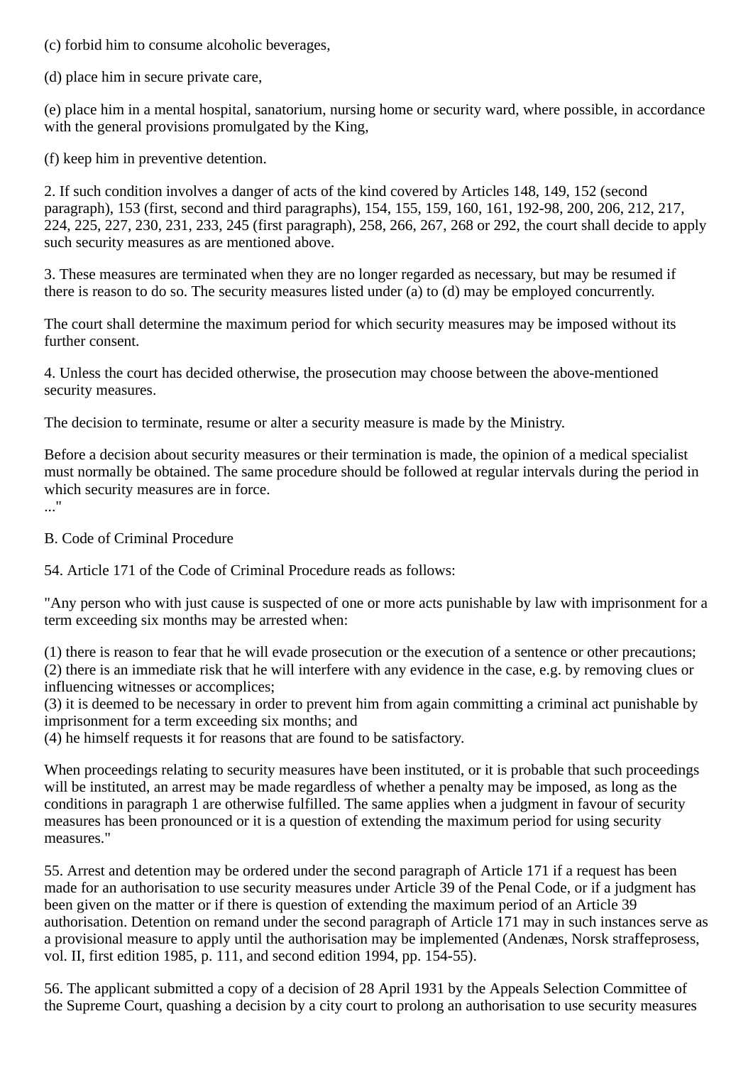(c) forbid him to consume alcoholic beverages,

(d) place him in secure private care,

(e) place him in a mental hospital, sanatorium, nursing home or security ward, where possible, in accordance with the general provisions promulgated by the King,

(f) keep him in preventive detention.

2. If such condition involves a danger of acts of the kind covered by Articles 148, 149, 152 (second paragraph), 153 (first, second and third paragraphs), 154, 155, 159, 160, 161, 192-98, 200, 206, 212, 217, 224, 225, 227, 230, 231, 233, 245 (first paragraph), 258, 266, 267, 268 or 292, the court shall decide to apply such security measures as are mentioned above.

3. These measures are terminated when they are no longer regarded as necessary, but may be resumed if there is reason to do so. The security measures listed under (a) to (d) may be employed concurrently.

The court shall determine the maximum period for which security measures may be imposed without its further consent.

4. Unless the court has decided otherwise, the prosecution may choose between the above-mentioned security measures.

The decision to terminate, resume or alter a security measure is made by the Ministry.

Before a decision about security measures or their termination is made, the opinion of a medical specialist must normally be obtained. The same procedure should be followed at regular intervals during the period in which security measures are in force.
..."

B. Code of Criminal Procedure

54. Article 171 of the Code of Criminal Procedure reads as follows:

"Any person who with just cause is suspected of one or more acts punishable by law with imprisonment for a term exceeding six months may be arrested when:

(1) there is reason to fear that he will evade prosecution or the execution of a sentence or other precautions;
(2) there is an immediate risk that he will interfere with any evidence in the case, e.g. by removing clues or influencing witnesses or accomplices;
(3) it is deemed to be necessary in order to prevent him from again committing a criminal act punishable by imprisonment for a term exceeding six months; and
(4) he himself requests it for reasons that are found to be satisfactory.

When proceedings relating to security measures have been instituted, or it is probable that such proceedings will be instituted, an arrest may be made regardless of whether a penalty may be imposed, as long as the conditions in paragraph 1 are otherwise fulfilled. The same applies when a judgment in favour of security measures has been pronounced or it is a question of extending the maximum period for using security measures."

55. Arrest and detention may be ordered under the second paragraph of Article 171 if a request has been made for an authorisation to use security measures under Article 39 of the Penal Code, or if a judgment has been given on the matter or if there is question of extending the maximum period of an Article 39 authorisation. Detention on remand under the second paragraph of Article 171 may in such instances serve as a provisional measure to apply until the authorisation may be implemented (Andenæs, Norsk straffeprosess, vol. II, first edition 1985, p. 111, and second edition 1994, pp. 154-55).

56. The applicant submitted a copy of a decision of 28 April 1931 by the Appeals Selection Committee of the Supreme Court, quashing a decision by a city court to prolong an authorisation to use security measures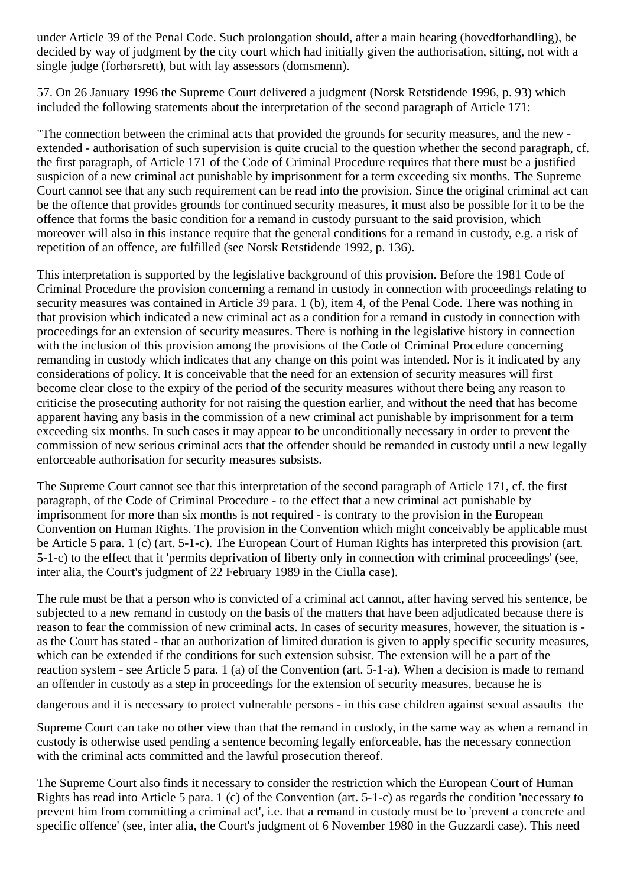under Article 39 of the Penal Code. Such prolongation should, after a main hearing (hovedforhandling), be decided by way of judgment by the city court which had initially given the authorisation, sitting, not with a single judge (forhørsrett), but with lay assessors (domsmenn).

57. On 26 January 1996 the Supreme Court delivered a judgment (Norsk Retstidende 1996, p. 93) which included the following statements about the interpretation of the second paragraph of Article 171:

"The connection between the criminal acts that provided the grounds for security measures, and the new - extended - authorisation of such supervision is quite crucial to the question whether the second paragraph, cf. the first paragraph, of Article 171 of the Code of Criminal Procedure requires that there must be a justified suspicion of a new criminal act punishable by imprisonment for a term exceeding six months. The Supreme Court cannot see that any such requirement can be read into the provision. Since the original criminal act can be the offence that provides grounds for continued security measures, it must also be possible for it to be the offence that forms the basic condition for a remand in custody pursuant to the said provision, which moreover will also in this instance require that the general conditions for a remand in custody, e.g. a risk of repetition of an offence, are fulfilled (see Norsk Retstidende 1992, p. 136).

This interpretation is supported by the legislative background of this provision. Before the 1981 Code of Criminal Procedure the provision concerning a remand in custody in connection with proceedings relating to security measures was contained in Article 39 para. 1 (b), item 4, of the Penal Code. There was nothing in that provision which indicated a new criminal act as a condition for a remand in custody in connection with proceedings for an extension of security measures. There is nothing in the legislative history in connection with the inclusion of this provision among the provisions of the Code of Criminal Procedure concerning remanding in custody which indicates that any change on this point was intended. Nor is it indicated by any considerations of policy. It is conceivable that the need for an extension of security measures will first become clear close to the expiry of the period of the security measures without there being any reason to criticise the prosecuting authority for not raising the question earlier, and without the need that has become apparent having any basis in the commission of a new criminal act punishable by imprisonment for a term exceeding six months. In such cases it may appear to be unconditionally necessary in order to prevent the commission of new serious criminal acts that the offender should be remanded in custody until a new legally enforceable authorisation for security measures subsists.

The Supreme Court cannot see that this interpretation of the second paragraph of Article 171, cf. the first paragraph, of the Code of Criminal Procedure - to the effect that a new criminal act punishable by imprisonment for more than six months is not required - is contrary to the provision in the European Convention on Human Rights. The provision in the Convention which might conceivably be applicable must be Article 5 para. 1 (c) (art. 5-1-c). The European Court of Human Rights has interpreted this provision (art. 5-1-c) to the effect that it 'permits deprivation of liberty only in connection with criminal proceedings' (see, inter alia, the Court's judgment of 22 February 1989 in the Ciulla case).

The rule must be that a person who is convicted of a criminal act cannot, after having served his sentence, be subjected to a new remand in custody on the basis of the matters that have been adjudicated because there is reason to fear the commission of new criminal acts. In cases of security measures, however, the situation is - as the Court has stated - that an authorization of limited duration is given to apply specific security measures, which can be extended if the conditions for such extension subsist. The extension will be a part of the reaction system - see Article 5 para. 1 (a) of the Convention (art. 5-1-a). When a decision is made to remand an offender in custody as a step in proceedings for the extension of security measures, because he is dangerous and it is necessary to protect vulnerable persons - in this case children against sexual assaults the Supreme Court can take no other view than that the remand in custody, in the same way as when a remand in custody is otherwise used pending a sentence becoming legally enforceable, has the necessary connection with the criminal acts committed and the lawful prosecution thereof.

The Supreme Court also finds it necessary to consider the restriction which the European Court of Human Rights has read into Article 5 para. 1 (c) of the Convention (art. 5-1-c) as regards the condition 'necessary to prevent him from committing a criminal act', i.e. that a remand in custody must be to 'prevent a concrete and specific offence' (see, inter alia, the Court's judgment of 6 November 1980 in the Guzzardi case). This need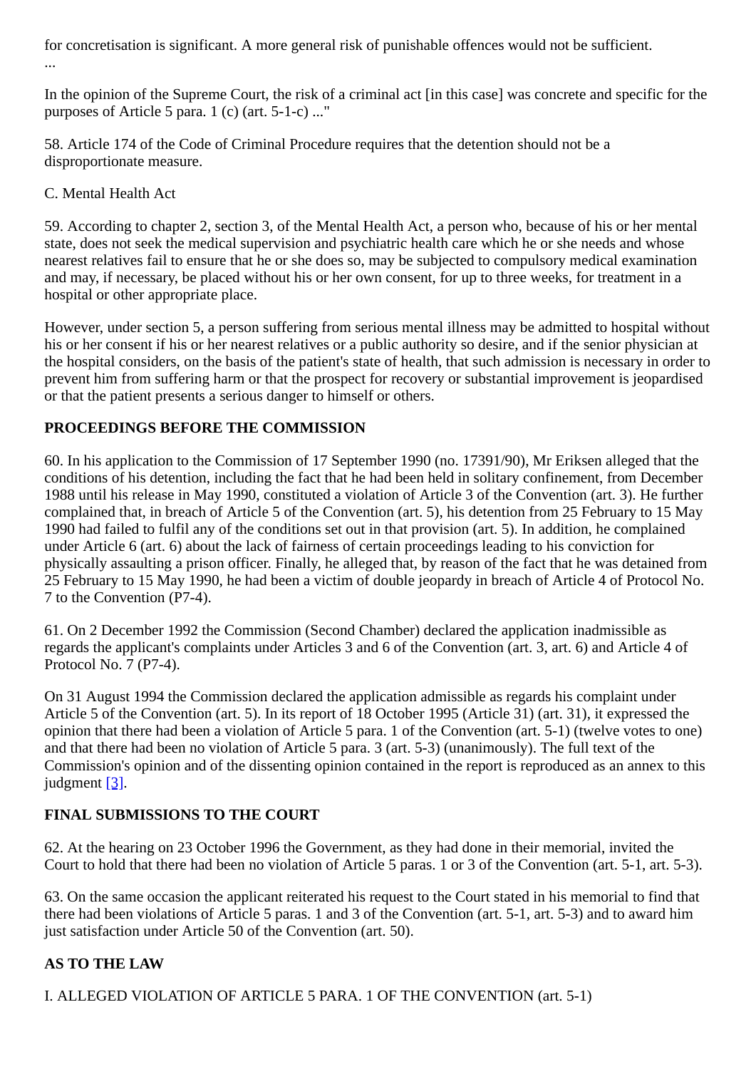for concretisation is significant. A more general risk of punishable offences would not be sufficient.
...

In the opinion of the Supreme Court, the risk of a criminal act [in this case] was concrete and specific for the purposes of Article 5 para. 1 (c) (art. 5-1-c) ..."

58. Article 174 of the Code of Criminal Procedure requires that the detention should not be a disproportionate measure.

C. Mental Health Act

59. According to chapter 2, section 3, of the Mental Health Act, a person who, because of his or her mental state, does not seek the medical supervision and psychiatric health care which he or she needs and whose nearest relatives fail to ensure that he or she does so, may be subjected to compulsory medical examination and may, if necessary, be placed without his or her own consent, for up to three weeks, for treatment in a hospital or other appropriate place.

However, under section 5, a person suffering from serious mental illness may be admitted to hospital without his or her consent if his or her nearest relatives or a public authority so desire, and if the senior physician at the hospital considers, on the basis of the patient's state of health, that such admission is necessary in order to prevent him from suffering harm or that the prospect for recovery or substantial improvement is jeopardised or that the patient presents a serious danger to himself or others.

**PROCEEDINGS BEFORE THE COMMISSION**

60. In his application to the Commission of 17 September 1990 (no. 17391/90), Mr Eriksen alleged that the conditions of his detention, including the fact that he had been held in solitary confinement, from December 1988 until his release in May 1990, constituted a violation of Article 3 of the Convention (art. 3). He further complained that, in breach of Article 5 of the Convention (art. 5), his detention from 25 February to 15 May 1990 had failed to fulfil any of the conditions set out in that provision (art. 5). In addition, he complained under Article 6 (art. 6) about the lack of fairness of certain proceedings leading to his conviction for physically assaulting a prison officer. Finally, he alleged that, by reason of the fact that he was detained from 25 February to 15 May 1990, he had been a victim of double jeopardy in breach of Article 4 of Protocol No. 7 to the Convention (P7-4).

61. On 2 December 1992 the Commission (Second Chamber) declared the application inadmissible as regards the applicant's complaints under Articles 3 and 6 of the Convention (art. 3, art. 6) and Article 4 of Protocol No. 7 (P7-4).

On 31 August 1994 the Commission declared the application admissible as regards his complaint under Article 5 of the Convention (art. 5). In its report of 18 October 1995 (Article 31) (art. 31), it expressed the opinion that there had been a violation of Article 5 para. 1 of the Convention (art. 5-1) (twelve votes to one) and that there had been no violation of Article 5 para. 3 (art. 5-3) (unanimously). The full text of the Commission's opinion and of the dissenting opinion contained in the report is reproduced as an annex to this judgment [3].

**FINAL SUBMISSIONS TO THE COURT**

62. At the hearing on 23 October 1996 the Government, as they had done in their memorial, invited the Court to hold that there had been no violation of Article 5 paras. 1 or 3 of the Convention (art. 5-1, art. 5-3).

63. On the same occasion the applicant reiterated his request to the Court stated in his memorial to find that there had been violations of Article 5 paras. 1 and 3 of the Convention (art. 5-1, art. 5-3) and to award him just satisfaction under Article 50 of the Convention (art. 50).

**AS TO THE LAW**

I. ALLEGED VIOLATION OF ARTICLE 5 PARA. 1 OF THE CONVENTION (art. 5-1)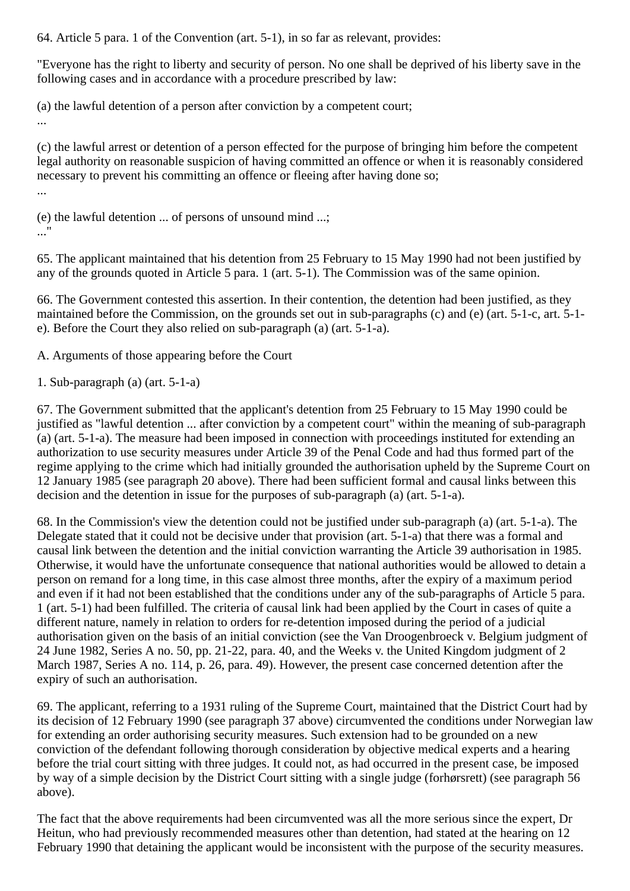64. Article 5 para. 1 of the Convention (art. 5-1), in so far as relevant, provides:

"Everyone has the right to liberty and security of person. No one shall be deprived of his liberty save in the following cases and in accordance with a procedure prescribed by law:

(a) the lawful detention of a person after conviction by a competent court;
...

(c) the lawful arrest or detention of a person effected for the purpose of bringing him before the competent legal authority on reasonable suspicion of having committed an offence or when it is reasonably considered necessary to prevent his committing an offence or fleeing after having done so;
...

(e) the lawful detention ... of persons of unsound mind ...;
..."

65. The applicant maintained that his detention from 25 February to 15 May 1990 had not been justified by any of the grounds quoted in Article 5 para. 1 (art. 5-1). The Commission was of the same opinion.

66. The Government contested this assertion. In their contention, the detention had been justified, as they maintained before the Commission, on the grounds set out in sub-paragraphs (c) and (e) (art. 5-1-c, art. 5-1-e). Before the Court they also relied on sub-paragraph (a) (art. 5-1-a).

A. Arguments of those appearing before the Court

1. Sub-paragraph (a) (art. 5-1-a)

67. The Government submitted that the applicant's detention from 25 February to 15 May 1990 could be justified as "lawful detention ... after conviction by a competent court" within the meaning of sub-paragraph (a) (art. 5-1-a). The measure had been imposed in connection with proceedings instituted for extending an authorization to use security measures under Article 39 of the Penal Code and had thus formed part of the regime applying to the crime which had initially grounded the authorisation upheld by the Supreme Court on 12 January 1985 (see paragraph 20 above). There had been sufficient formal and causal links between this decision and the detention in issue for the purposes of sub-paragraph (a) (art. 5-1-a).

68. In the Commission's view the detention could not be justified under sub-paragraph (a) (art. 5-1-a). The Delegate stated that it could not be decisive under that provision (art. 5-1-a) that there was a formal and causal link between the detention and the initial conviction warranting the Article 39 authorisation in 1985. Otherwise, it would have the unfortunate consequence that national authorities would be allowed to detain a person on remand for a long time, in this case almost three months, after the expiry of a maximum period and even if it had not been established that the conditions under any of the sub-paragraphs of Article 5 para. 1 (art. 5-1) had been fulfilled. The criteria of causal link had been applied by the Court in cases of quite a different nature, namely in relation to orders for re-detention imposed during the period of a judicial authorisation given on the basis of an initial conviction (see the Van Droogenbroeck v. Belgium judgment of 24 June 1982, Series A no. 50, pp. 21-22, para. 40, and the Weeks v. the United Kingdom judgment of 2 March 1987, Series A no. 114, p. 26, para. 49). However, the present case concerned detention after the expiry of such an authorisation.

69. The applicant, referring to a 1931 ruling of the Supreme Court, maintained that the District Court had by its decision of 12 February 1990 (see paragraph 37 above) circumvented the conditions under Norwegian law for extending an order authorising security measures. Such extension had to be grounded on a new conviction of the defendant following thorough consideration by objective medical experts and a hearing before the trial court sitting with three judges. It could not, as had occurred in the present case, be imposed by way of a simple decision by the District Court sitting with a single judge (forhørsrett) (see paragraph 56 above).

The fact that the above requirements had been circumvented was all the more serious since the expert, Dr Heitun, who had previously recommended measures other than detention, had stated at the hearing on 12 February 1990 that detaining the applicant would be inconsistent with the purpose of the security measures.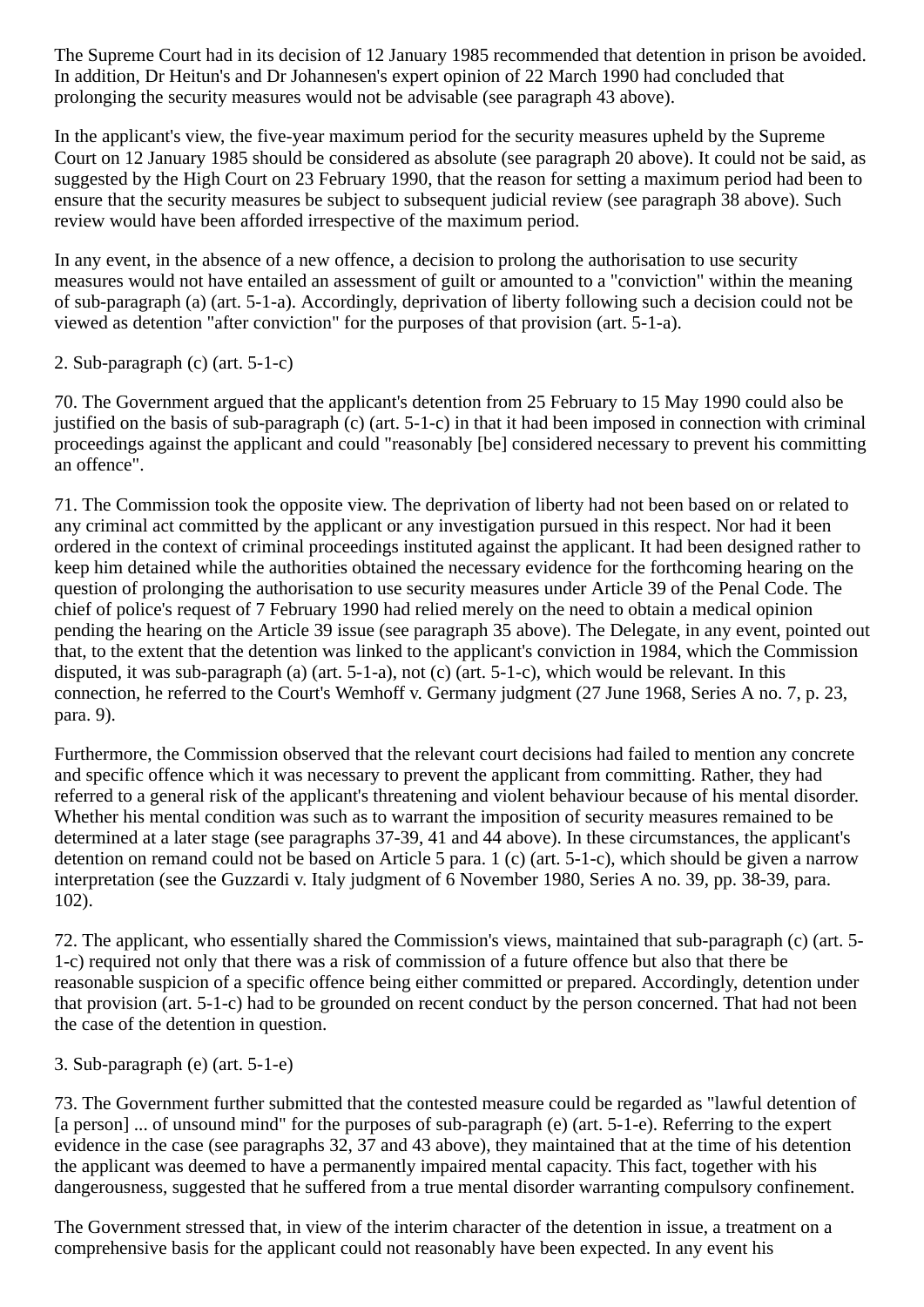The Supreme Court had in its decision of 12 January 1985 recommended that detention in prison be avoided. In addition, Dr Heitun's and Dr Johannesen's expert opinion of 22 March 1990 had concluded that prolonging the security measures would not be advisable (see paragraph 43 above).

In the applicant's view, the five-year maximum period for the security measures upheld by the Supreme Court on 12 January 1985 should be considered as absolute (see paragraph 20 above). It could not be said, as suggested by the High Court on 23 February 1990, that the reason for setting a maximum period had been to ensure that the security measures be subject to subsequent judicial review (see paragraph 38 above). Such review would have been afforded irrespective of the maximum period.

In any event, in the absence of a new offence, a decision to prolong the authorisation to use security measures would not have entailed an assessment of guilt or amounted to a "conviction" within the meaning of sub-paragraph (a) (art. 5-1-a). Accordingly, deprivation of liberty following such a decision could not be viewed as detention "after conviction" for the purposes of that provision (art. 5-1-a).

2. Sub-paragraph (c) (art. 5-1-c)

70. The Government argued that the applicant's detention from 25 February to 15 May 1990 could also be justified on the basis of sub-paragraph (c) (art. 5-1-c) in that it had been imposed in connection with criminal proceedings against the applicant and could "reasonably [be] considered necessary to prevent his committing an offence".

71. The Commission took the opposite view. The deprivation of liberty had not been based on or related to any criminal act committed by the applicant or any investigation pursued in this respect. Nor had it been ordered in the context of criminal proceedings instituted against the applicant. It had been designed rather to keep him detained while the authorities obtained the necessary evidence for the forthcoming hearing on the question of prolonging the authorisation to use security measures under Article 39 of the Penal Code. The chief of police's request of 7 February 1990 had relied merely on the need to obtain a medical opinion pending the hearing on the Article 39 issue (see paragraph 35 above). The Delegate, in any event, pointed out that, to the extent that the detention was linked to the applicant's conviction in 1984, which the Commission disputed, it was sub-paragraph (a) (art. 5-1-a), not (c) (art. 5-1-c), which would be relevant. In this connection, he referred to the Court's Wemhoff v. Germany judgment (27 June 1968, Series A no. 7, p. 23, para. 9).

Furthermore, the Commission observed that the relevant court decisions had failed to mention any concrete and specific offence which it was necessary to prevent the applicant from committing. Rather, they had referred to a general risk of the applicant's threatening and violent behaviour because of his mental disorder. Whether his mental condition was such as to warrant the imposition of security measures remained to be determined at a later stage (see paragraphs 37-39, 41 and 44 above). In these circumstances, the applicant's detention on remand could not be based on Article 5 para. 1 (c) (art. 5-1-c), which should be given a narrow interpretation (see the Guzzardi v. Italy judgment of 6 November 1980, Series A no. 39, pp. 38-39, para. 102).

72. The applicant, who essentially shared the Commission's views, maintained that sub-paragraph (c) (art. 5-1-c) required not only that there was a risk of commission of a future offence but also that there be reasonable suspicion of a specific offence being either committed or prepared. Accordingly, detention under that provision (art. 5-1-c) had to be grounded on recent conduct by the person concerned. That had not been the case of the detention in question.

3. Sub-paragraph (e) (art. 5-1-e)

73. The Government further submitted that the contested measure could be regarded as "lawful detention of [a person] ... of unsound mind" for the purposes of sub-paragraph (e) (art. 5-1-e). Referring to the expert evidence in the case (see paragraphs 32, 37 and 43 above), they maintained that at the time of his detention the applicant was deemed to have a permanently impaired mental capacity. This fact, together with his dangerousness, suggested that he suffered from a true mental disorder warranting compulsory confinement.

The Government stressed that, in view of the interim character of the detention in issue, a treatment on a comprehensive basis for the applicant could not reasonably have been expected. In any event his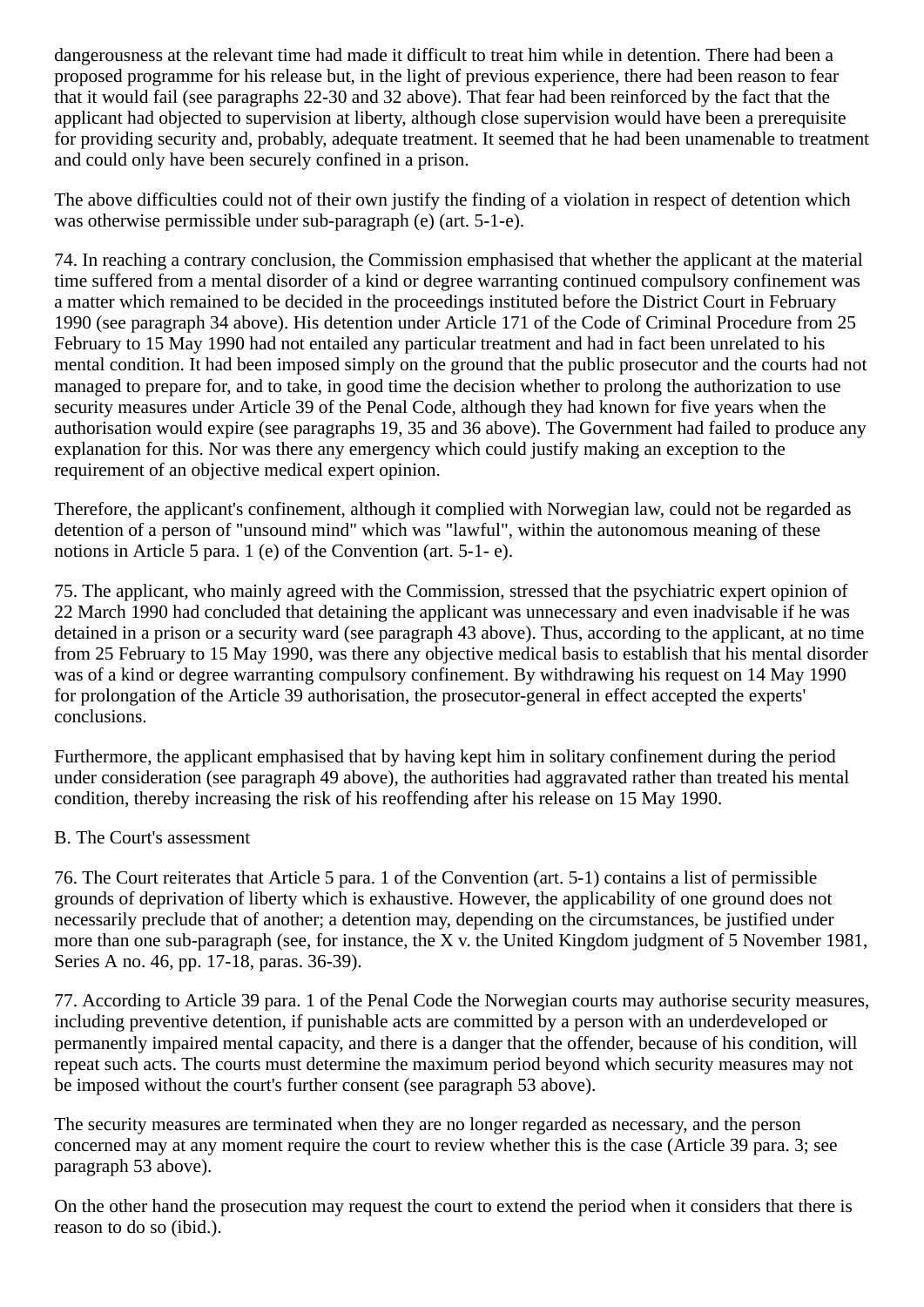dangerousness at the relevant time had made it difficult to treat him while in detention. There had been a proposed programme for his release but, in the light of previous experience, there had been reason to fear that it would fail (see paragraphs 22-30 and 32 above). That fear had been reinforced by the fact that the applicant had objected to supervision at liberty, although close supervision would have been a prerequisite for providing security and, probably, adequate treatment. It seemed that he had been unamenable to treatment and could only have been securely confined in a prison.

The above difficulties could not of their own justify the finding of a violation in respect of detention which was otherwise permissible under sub-paragraph (e) (art. 5-1-e).

74. In reaching a contrary conclusion, the Commission emphasised that whether the applicant at the material time suffered from a mental disorder of a kind or degree warranting continued compulsory confinement was a matter which remained to be decided in the proceedings instituted before the District Court in February 1990 (see paragraph 34 above). His detention under Article 171 of the Code of Criminal Procedure from 25 February to 15 May 1990 had not entailed any particular treatment and had in fact been unrelated to his mental condition. It had been imposed simply on the ground that the public prosecutor and the courts had not managed to prepare for, and to take, in good time the decision whether to prolong the authorization to use security measures under Article 39 of the Penal Code, although they had known for five years when the authorisation would expire (see paragraphs 19, 35 and 36 above). The Government had failed to produce any explanation for this. Nor was there any emergency which could justify making an exception to the requirement of an objective medical expert opinion.

Therefore, the applicant's confinement, although it complied with Norwegian law, could not be regarded as detention of a person of "unsound mind" which was "lawful", within the autonomous meaning of these notions in Article 5 para. 1 (e) of the Convention (art. 5-1- e).

75. The applicant, who mainly agreed with the Commission, stressed that the psychiatric expert opinion of 22 March 1990 had concluded that detaining the applicant was unnecessary and even inadvisable if he was detained in a prison or a security ward (see paragraph 43 above). Thus, according to the applicant, at no time from 25 February to 15 May 1990, was there any objective medical basis to establish that his mental disorder was of a kind or degree warranting compulsory confinement. By withdrawing his request on 14 May 1990 for prolongation of the Article 39 authorisation, the prosecutor-general in effect accepted the experts' conclusions.

Furthermore, the applicant emphasised that by having kept him in solitary confinement during the period under consideration (see paragraph 49 above), the authorities had aggravated rather than treated his mental condition, thereby increasing the risk of his reoffending after his release on 15 May 1990.

B. The Court's assessment

76. The Court reiterates that Article 5 para. 1 of the Convention (art. 5-1) contains a list of permissible grounds of deprivation of liberty which is exhaustive. However, the applicability of one ground does not necessarily preclude that of another; a detention may, depending on the circumstances, be justified under more than one sub-paragraph (see, for instance, the X v. the United Kingdom judgment of 5 November 1981, Series A no. 46, pp. 17-18, paras. 36-39).

77. According to Article 39 para. 1 of the Penal Code the Norwegian courts may authorise security measures, including preventive detention, if punishable acts are committed by a person with an underdeveloped or permanently impaired mental capacity, and there is a danger that the offender, because of his condition, will repeat such acts. The courts must determine the maximum period beyond which security measures may not be imposed without the court's further consent (see paragraph 53 above).

The security measures are terminated when they are no longer regarded as necessary, and the person concerned may at any moment require the court to review whether this is the case (Article 39 para. 3; see paragraph 53 above).

On the other hand the prosecution may request the court to extend the period when it considers that there is reason to do so (ibid.).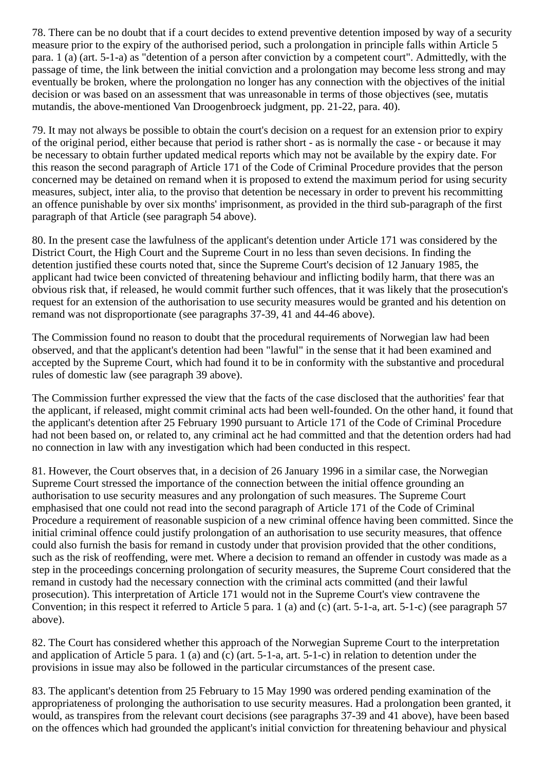78. There can be no doubt that if a court decides to extend preventive detention imposed by way of a security measure prior to the expiry of the authorised period, such a prolongation in principle falls within Article 5 para. 1 (a) (art. 5-1-a) as "detention of a person after conviction by a competent court". Admittedly, with the passage of time, the link between the initial conviction and a prolongation may become less strong and may eventually be broken, where the prolongation no longer has any connection with the objectives of the initial decision or was based on an assessment that was unreasonable in terms of those objectives (see, mutatis mutandis, the above-mentioned Van Droogenbroeck judgment, pp. 21-22, para. 40).

79. It may not always be possible to obtain the court's decision on a request for an extension prior to expiry of the original period, either because that period is rather short - as is normally the case - or because it may be necessary to obtain further updated medical reports which may not be available by the expiry date. For this reason the second paragraph of Article 171 of the Code of Criminal Procedure provides that the person concerned may be detained on remand when it is proposed to extend the maximum period for using security measures, subject, inter alia, to the proviso that detention be necessary in order to prevent his recommitting an offence punishable by over six months' imprisonment, as provided in the third sub-paragraph of the first paragraph of that Article (see paragraph 54 above).

80. In the present case the lawfulness of the applicant's detention under Article 171 was considered by the District Court, the High Court and the Supreme Court in no less than seven decisions. In finding the detention justified these courts noted that, since the Supreme Court's decision of 12 January 1985, the applicant had twice been convicted of threatening behaviour and inflicting bodily harm, that there was an obvious risk that, if released, he would commit further such offences, that it was likely that the prosecution's request for an extension of the authorisation to use security measures would be granted and his detention on remand was not disproportionate (see paragraphs 37-39, 41 and 44-46 above).

The Commission found no reason to doubt that the procedural requirements of Norwegian law had been observed, and that the applicant's detention had been "lawful" in the sense that it had been examined and accepted by the Supreme Court, which had found it to be in conformity with the substantive and procedural rules of domestic law (see paragraph 39 above).

The Commission further expressed the view that the facts of the case disclosed that the authorities' fear that the applicant, if released, might commit criminal acts had been well-founded. On the other hand, it found that the applicant's detention after 25 February 1990 pursuant to Article 171 of the Code of Criminal Procedure had not been based on, or related to, any criminal act he had committed and that the detention orders had had no connection in law with any investigation which had been conducted in this respect.

81. However, the Court observes that, in a decision of 26 January 1996 in a similar case, the Norwegian Supreme Court stressed the importance of the connection between the initial offence grounding an authorisation to use security measures and any prolongation of such measures. The Supreme Court emphasised that one could not read into the second paragraph of Article 171 of the Code of Criminal Procedure a requirement of reasonable suspicion of a new criminal offence having been committed. Since the initial criminal offence could justify prolongation of an authorisation to use security measures, that offence could also furnish the basis for remand in custody under that provision provided that the other conditions, such as the risk of reoffending, were met. Where a decision to remand an offender in custody was made as a step in the proceedings concerning prolongation of security measures, the Supreme Court considered that the remand in custody had the necessary connection with the criminal acts committed (and their lawful prosecution). This interpretation of Article 171 would not in the Supreme Court's view contravene the Convention; in this respect it referred to Article 5 para. 1 (a) and (c) (art. 5-1-a, art. 5-1-c) (see paragraph 57 above).

82. The Court has considered whether this approach of the Norwegian Supreme Court to the interpretation and application of Article 5 para. 1 (a) and (c) (art. 5-1-a, art. 5-1-c) in relation to detention under the provisions in issue may also be followed in the particular circumstances of the present case.

83. The applicant's detention from 25 February to 15 May 1990 was ordered pending examination of the appropriateness of prolonging the authorisation to use security measures. Had a prolongation been granted, it would, as transpires from the relevant court decisions (see paragraphs 37-39 and 41 above), have been based on the offences which had grounded the applicant's initial conviction for threatening behaviour and physical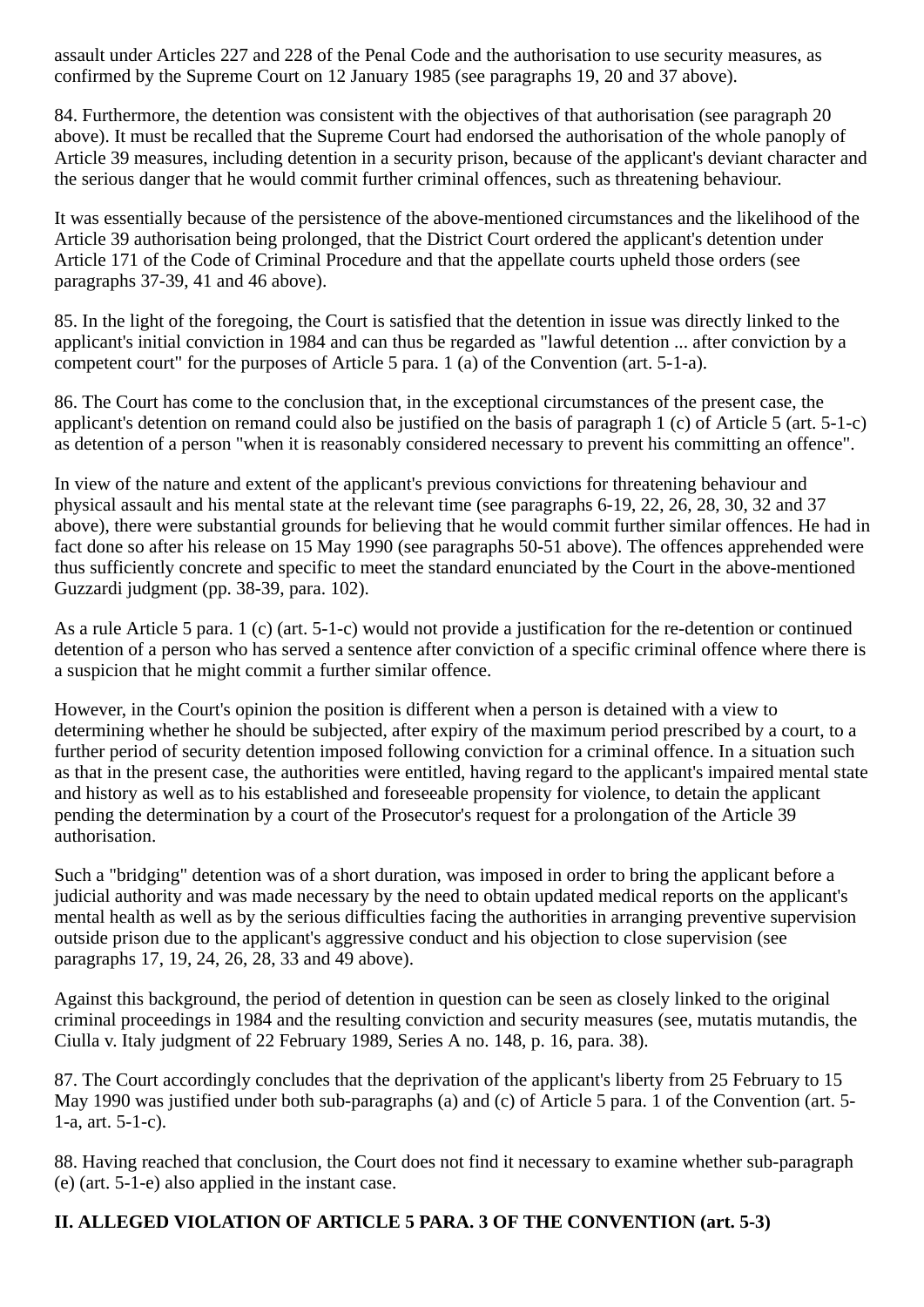assault under Articles 227 and 228 of the Penal Code and the authorisation to use security measures, as confirmed by the Supreme Court on 12 January 1985 (see paragraphs 19, 20 and 37 above).

84. Furthermore, the detention was consistent with the objectives of that authorisation (see paragraph 20 above). It must be recalled that the Supreme Court had endorsed the authorisation of the whole panoply of Article 39 measures, including detention in a security prison, because of the applicant's deviant character and the serious danger that he would commit further criminal offences, such as threatening behaviour.

It was essentially because of the persistence of the above-mentioned circumstances and the likelihood of the Article 39 authorisation being prolonged, that the District Court ordered the applicant's detention under Article 171 of the Code of Criminal Procedure and that the appellate courts upheld those orders (see paragraphs 37-39, 41 and 46 above).

85. In the light of the foregoing, the Court is satisfied that the detention in issue was directly linked to the applicant's initial conviction in 1984 and can thus be regarded as "lawful detention ... after conviction by a competent court" for the purposes of Article 5 para. 1 (a) of the Convention (art. 5-1-a).

86. The Court has come to the conclusion that, in the exceptional circumstances of the present case, the applicant's detention on remand could also be justified on the basis of paragraph 1 (c) of Article 5 (art. 5-1-c) as detention of a person "when it is reasonably considered necessary to prevent his committing an offence".

In view of the nature and extent of the applicant's previous convictions for threatening behaviour and physical assault and his mental state at the relevant time (see paragraphs 6-19, 22, 26, 28, 30, 32 and 37 above), there were substantial grounds for believing that he would commit further similar offences. He had in fact done so after his release on 15 May 1990 (see paragraphs 50-51 above). The offences apprehended were thus sufficiently concrete and specific to meet the standard enunciated by the Court in the above-mentioned Guzzardi judgment (pp. 38-39, para. 102).

As a rule Article 5 para. 1 (c) (art. 5-1-c) would not provide a justification for the re-detention or continued detention of a person who has served a sentence after conviction of a specific criminal offence where there is a suspicion that he might commit a further similar offence.

However, in the Court's opinion the position is different when a person is detained with a view to determining whether he should be subjected, after expiry of the maximum period prescribed by a court, to a further period of security detention imposed following conviction for a criminal offence. In a situation such as that in the present case, the authorities were entitled, having regard to the applicant's impaired mental state and history as well as to his established and foreseeable propensity for violence, to detain the applicant pending the determination by a court of the Prosecutor's request for a prolongation of the Article 39 authorisation.

Such a "bridging" detention was of a short duration, was imposed in order to bring the applicant before a judicial authority and was made necessary by the need to obtain updated medical reports on the applicant's mental health as well as by the serious difficulties facing the authorities in arranging preventive supervision outside prison due to the applicant's aggressive conduct and his objection to close supervision (see paragraphs 17, 19, 24, 26, 28, 33 and 49 above).

Against this background, the period of detention in question can be seen as closely linked to the original criminal proceedings in 1984 and the resulting conviction and security measures (see, mutatis mutandis, the Ciulla v. Italy judgment of 22 February 1989, Series A no. 148, p. 16, para. 38).

87. The Court accordingly concludes that the deprivation of the applicant's liberty from 25 February to 15 May 1990 was justified under both sub-paragraphs (a) and (c) of Article 5 para. 1 of the Convention (art. 5-1-a, art. 5-1-c).

88. Having reached that conclusion, the Court does not find it necessary to examine whether sub-paragraph (e) (art. 5-1-e) also applied in the instant case.

## II. ALLEGED VIOLATION OF ARTICLE 5 PARA. 3 OF THE CONVENTION (art. 5-3)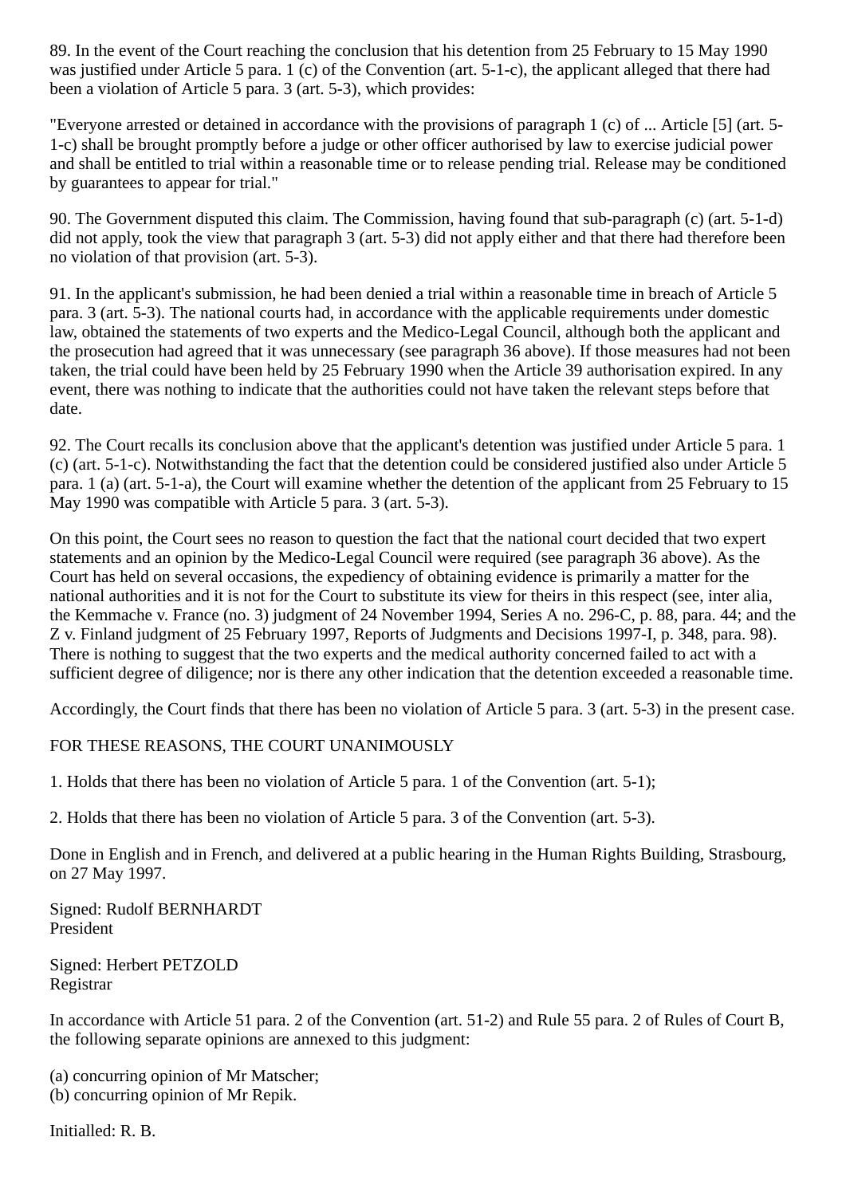89. In the event of the Court reaching the conclusion that his detention from 25 February to 15 May 1990 was justified under Article 5 para. 1 (c) of the Convention (art. 5-1-c), the applicant alleged that there had been a violation of Article 5 para. 3 (art. 5-3), which provides:

"Everyone arrested or detained in accordance with the provisions of paragraph 1 (c) of ... Article [5] (art. 5-1-c) shall be brought promptly before a judge or other officer authorised by law to exercise judicial power and shall be entitled to trial within a reasonable time or to release pending trial. Release may be conditioned by guarantees to appear for trial."

90. The Government disputed this claim. The Commission, having found that sub-paragraph (c) (art. 5-1-d) did not apply, took the view that paragraph 3 (art. 5-3) did not apply either and that there had therefore been no violation of that provision (art. 5-3).

91. In the applicant's submission, he had been denied a trial within a reasonable time in breach of Article 5 para. 3 (art. 5-3). The national courts had, in accordance with the applicable requirements under domestic law, obtained the statements of two experts and the Medico-Legal Council, although both the applicant and the prosecution had agreed that it was unnecessary (see paragraph 36 above). If those measures had not been taken, the trial could have been held by 25 February 1990 when the Article 39 authorisation expired. In any event, there was nothing to indicate that the authorities could not have taken the relevant steps before that date.

92. The Court recalls its conclusion above that the applicant's detention was justified under Article 5 para. 1 (c) (art. 5-1-c). Notwithstanding the fact that the detention could be considered justified also under Article 5 para. 1 (a) (art. 5-1-a), the Court will examine whether the detention of the applicant from 25 February to 15 May 1990 was compatible with Article 5 para. 3 (art. 5-3).

On this point, the Court sees no reason to question the fact that the national court decided that two expert statements and an opinion by the Medico-Legal Council were required (see paragraph 36 above). As the Court has held on several occasions, the expediency of obtaining evidence is primarily a matter for the national authorities and it is not for the Court to substitute its view for theirs in this respect (see, inter alia, the Kemmache v. France (no. 3) judgment of 24 November 1994, Series A no. 296-C, p. 88, para. 44; and the Z v. Finland judgment of 25 February 1997, Reports of Judgments and Decisions 1997-I, p. 348, para. 98). There is nothing to suggest that the two experts and the medical authority concerned failed to act with a sufficient degree of diligence; nor is there any other indication that the detention exceeded a reasonable time.

Accordingly, the Court finds that there has been no violation of Article 5 para. 3 (art. 5-3) in the present case.

FOR THESE REASONS, THE COURT UNANIMOUSLY

1. Holds that there has been no violation of Article 5 para. 1 of the Convention (art. 5-1);

2. Holds that there has been no violation of Article 5 para. 3 of the Convention (art. 5-3).

Done in English and in French, and delivered at a public hearing in the Human Rights Building, Strasbourg, on 27 May 1997.

Signed: Rudolf BERNHARDT
President

Signed: Herbert PETZOLD
Registrar

In accordance with Article 51 para. 2 of the Convention (art. 51-2) and Rule 55 para. 2 of Rules of Court B, the following separate opinions are annexed to this judgment:

(a) concurring opinion of Mr Matscher;
(b) concurring opinion of Mr Repik.

Initialled: R. B.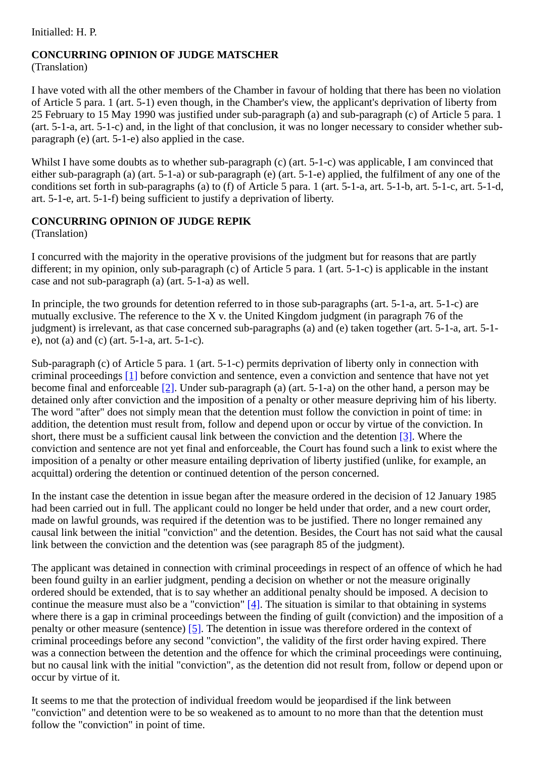Initialled: H. P.

**CONCURRING OPINION OF JUDGE MATSCHER**
(Translation)

I have voted with all the other members of the Chamber in favour of holding that there has been no violation of Article 5 para. 1 (art. 5-1) even though, in the Chamber's view, the applicant's deprivation of liberty from 25 February to 15 May 1990 was justified under sub-paragraph (a) and sub-paragraph (c) of Article 5 para. 1 (art. 5-1-a, art. 5-1-c) and, in the light of that conclusion, it was no longer necessary to consider whether sub-paragraph (e) (art. 5-1-e) also applied in the case.

Whilst I have some doubts as to whether sub-paragraph (c) (art. 5-1-c) was applicable, I am convinced that either sub-paragraph (a) (art. 5-1-a) or sub-paragraph (e) (art. 5-1-e) applied, the fulfilment of any one of the conditions set forth in sub-paragraphs (a) to (f) of Article 5 para. 1 (art. 5-1-a, art. 5-1-b, art. 5-1-c, art. 5-1-d, art. 5-1-e, art. 5-1-f) being sufficient to justify a deprivation of liberty.

**CONCURRING OPINION OF JUDGE REPIK**
(Translation)

I concurred with the majority in the operative provisions of the judgment but for reasons that are partly different; in my opinion, only sub-paragraph (c) of Article 5 para. 1 (art. 5-1-c) is applicable in the instant case and not sub-paragraph (a) (art. 5-1-a) as well.

In principle, the two grounds for detention referred to in those sub-paragraphs (art. 5-1-a, art. 5-1-c) are mutually exclusive. The reference to the X v. the United Kingdom judgment (in paragraph 76 of the judgment) is irrelevant, as that case concerned sub-paragraphs (a) and (e) taken together (art. 5-1-a, art. 5-1-e), not (a) and (c) (art. 5-1-a, art. 5-1-c).

Sub-paragraph (c) of Article 5 para. 1 (art. 5-1-c) permits deprivation of liberty only in connection with criminal proceedings [1] before conviction and sentence, even a conviction and sentence that have not yet become final and enforceable [2]. Under sub-paragraph (a) (art. 5-1-a) on the other hand, a person may be detained only after conviction and the imposition of a penalty or other measure depriving him of his liberty. The word "after" does not simply mean that the detention must follow the conviction in point of time: in addition, the detention must result from, follow and depend upon or occur by virtue of the conviction. In short, there must be a sufficient causal link between the conviction and the detention [3]. Where the conviction and sentence are not yet final and enforceable, the Court has found such a link to exist where the imposition of a penalty or other measure entailing deprivation of liberty justified (unlike, for example, an acquittal) ordering the detention or continued detention of the person concerned.

In the instant case the detention in issue began after the measure ordered in the decision of 12 January 1985 had been carried out in full. The applicant could no longer be held under that order, and a new court order, made on lawful grounds, was required if the detention was to be justified. There no longer remained any causal link between the initial "conviction" and the detention. Besides, the Court has not said what the causal link between the conviction and the detention was (see paragraph 85 of the judgment).

The applicant was detained in connection with criminal proceedings in respect of an offence of which he had been found guilty in an earlier judgment, pending a decision on whether or not the measure originally ordered should be extended, that is to say whether an additional penalty should be imposed. A decision to continue the measure must also be a "conviction" [4]. The situation is similar to that obtaining in systems where there is a gap in criminal proceedings between the finding of guilt (conviction) and the imposition of a penalty or other measure (sentence) [5]. The detention in issue was therefore ordered in the context of criminal proceedings before any second "conviction", the validity of the first order having expired. There was a connection between the detention and the offence for which the criminal proceedings were continuing, but no causal link with the initial "conviction", as the detention did not result from, follow or depend upon or occur by virtue of it.

It seems to me that the protection of individual freedom would be jeopardised if the link between "conviction" and detention were to be so weakened as to amount to no more than that the detention must follow the "conviction" in point of time.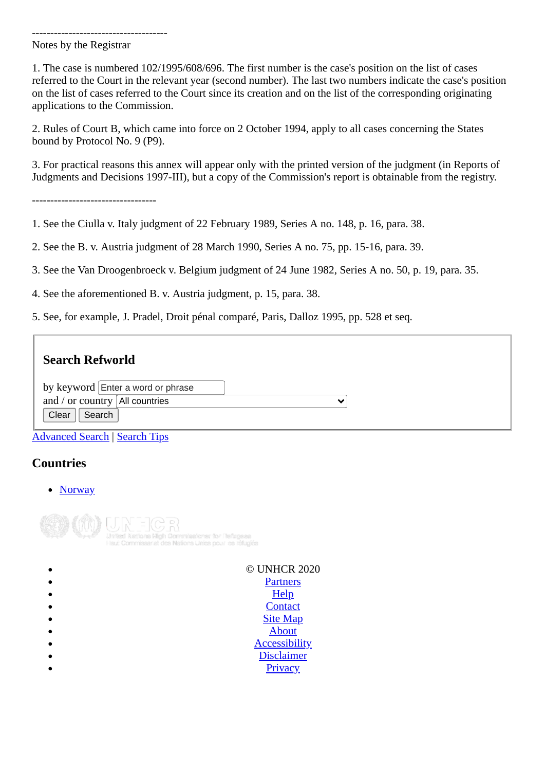-------------------------------------

Notes by the Registrar

1. The case is numbered 102/1995/608/696. The first number is the case's position on the list of cases referred to the Court in the relevant year (second number). The last two numbers indicate the case's position on the list of cases referred to the Court since its creation and on the list of the corresponding originating applications to the Commission.

2. Rules of Court B, which came into force on 2 October 1994, apply to all cases concerning the States bound by Protocol No. 9 (P9).

3. For practical reasons this annex will appear only with the printed version of the judgment (in Reports of Judgments and Decisions 1997-III), but a copy of the Commission's report is obtainable from the registry.

----------------------------------

1. See the Ciulla v. Italy judgment of 22 February 1989, Series A no. 148, p. 16, para. 38.

2. See the B. v. Austria judgment of 28 March 1990, Series A no. 75, pp. 15-16, para. 39.

3. See the Van Droogenbroeck v. Belgium judgment of 24 June 1982, Series A no. 50, p. 19, para. 35.

4. See the aforementioned B. v. Austria judgment, p. 15, para. 38.

5. See, for example, J. Pradel, Droit pénal comparé, Paris, Dalloz 1995, pp. 528 et seq.

### Search Refworld

by keyword Enter a word or phrase
and / or country All countries
Clear Search

Advanced Search | Search Tips

### Countries

- Norway

- © UNHCR 2020
- Partners
- Help
- Contact
- Site Map
- About
- Accessibility
- Disclaimer
- Privacy